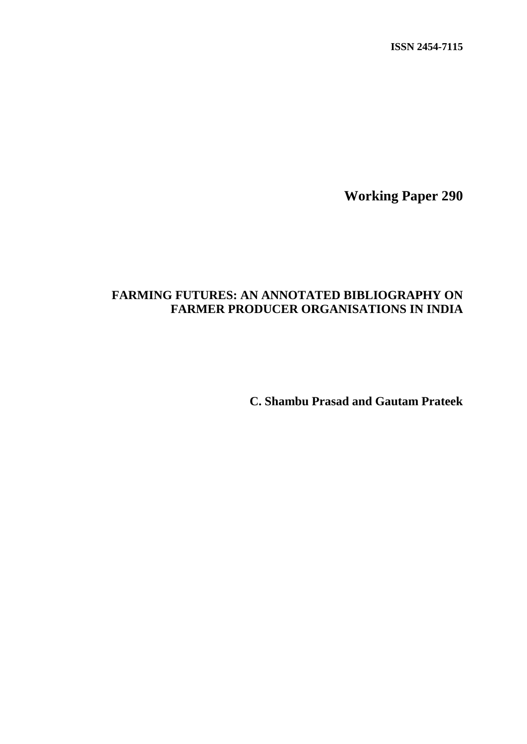**ISSN 2454-7115**

**Working Paper 290**

# FARMING FUTURES: AN ANNOTATED BIBLIOGRAPHY ON FARMER PRODUCER ORGANISATIONS IN INDIA

**C. Shambu Prasad and Gautam Prateek**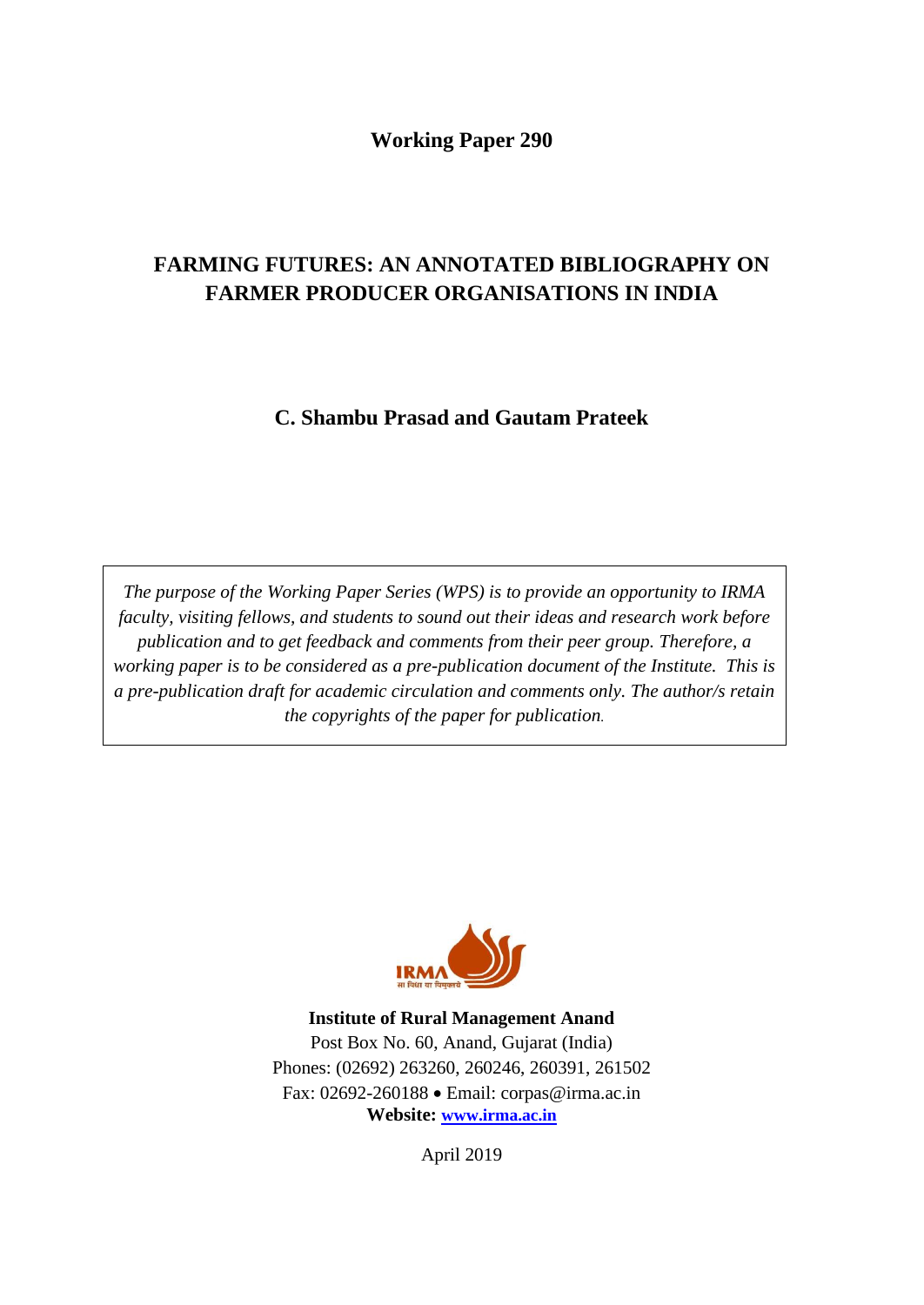**Working Paper 290**

# FARMING FUTURES: AN ANNOTATED BIBLIOGRAPHY ON FARMER PRODUCER ORGANISATIONS IN INDIA

**C. Shambu Prasad and Gautam Prateek**

*The purpose of the Working Paper Series (WPS) is to provide an opportunity to IRMA faculty, visiting fellows, and students to sound out their ideas and research work before publication and to get feedback and comments from their peer group. Therefore, a working paper is to be considered as a pre-publication document of the Institute. This is a pre-publication draft for academic circulation and comments only. The author/s retain the copyrights of the paper for publication.*

**Institute of Rural Management Anand**
Post Box No. 60, Anand, Gujarat (India)
Phones: (02692) 263260, 260246, 260391, 261502
Fax: 02692-260188 • Email: corpas@irma.ac.in
**Website: www.irma.ac.in**

April 2019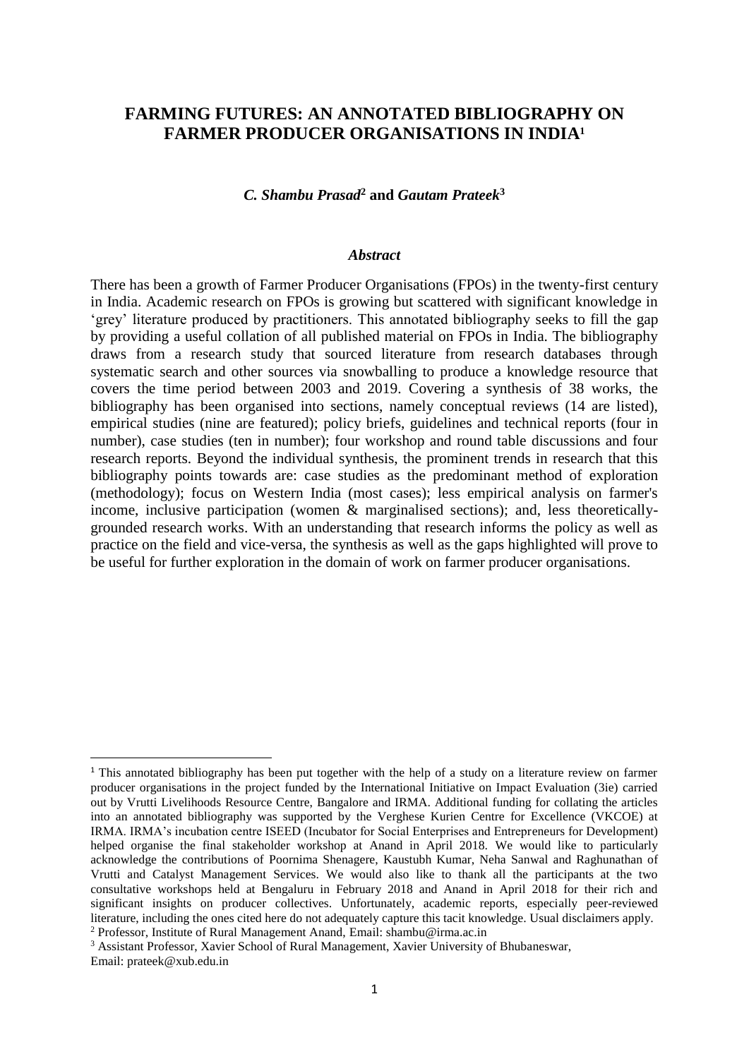# FARMING FUTURES: AN ANNOTATED BIBLIOGRAPHY ON FARMER PRODUCER ORGANISATIONS IN INDIA[1]

***C. Shambu Prasad*[2] and *Gautam Prateek*[3]**

### *Abstract*

There has been a growth of Farmer Producer Organisations (FPOs) in the twenty-first century in India. Academic research on FPOs is growing but scattered with significant knowledge in 'grey' literature produced by practitioners. This annotated bibliography seeks to fill the gap by providing a useful collation of all published material on FPOs in India. The bibliography draws from a research study that sourced literature from research databases through systematic search and other sources via snowballing to produce a knowledge resource that covers the time period between 2003 and 2019. Covering a synthesis of 38 works, the bibliography has been organised into sections, namely conceptual reviews (14 are listed), empirical studies (nine are featured); policy briefs, guidelines and technical reports (four in number), case studies (ten in number); four workshop and round table discussions and four research reports. Beyond the individual synthesis, the prominent trends in research that this bibliography points towards are: case studies as the predominant method of exploration (methodology); focus on Western India (most cases); less empirical analysis on farmer's income, inclusive participation (women & marginalised sections); and, less theoretically-grounded research works. With an understanding that research informs the policy as well as practice on the field and vice-versa, the synthesis as well as the gaps highlighted will prove to be useful for further exploration in the domain of work on farmer producer organisations.

---

[1] This annotated bibliography has been put together with the help of a study on a literature review on farmer producer organisations in the project funded by the International Initiative on Impact Evaluation (3ie) carried out by Vrutti Livelihoods Resource Centre, Bangalore and IRMA. Additional funding for collating the articles into an annotated bibliography was supported by the Verghese Kurien Centre for Excellence (VKCOE) at IRMA. IRMA's incubation centre ISEED (Incubator for Social Enterprises and Entrepreneurs for Development) helped organise the final stakeholder workshop at Anand in April 2018. We would like to particularly acknowledge the contributions of Poornima Shenagere, Kaustubh Kumar, Neha Sanwal and Raghunathan of Vrutti and Catalyst Management Services. We would also like to thank all the participants at the two consultative workshops held at Bengaluru in February 2018 and Anand in April 2018 for their rich and significant insights on producer collectives. Unfortunately, academic reports, especially peer-reviewed literature, including the ones cited here do not adequately capture this tacit knowledge. Usual disclaimers apply.

[2] Professor, Institute of Rural Management Anand, Email: shambu@irma.ac.in

[3] Assistant Professor, Xavier School of Rural Management, Xavier University of Bhubaneswar, Email: prateek@xub.edu.in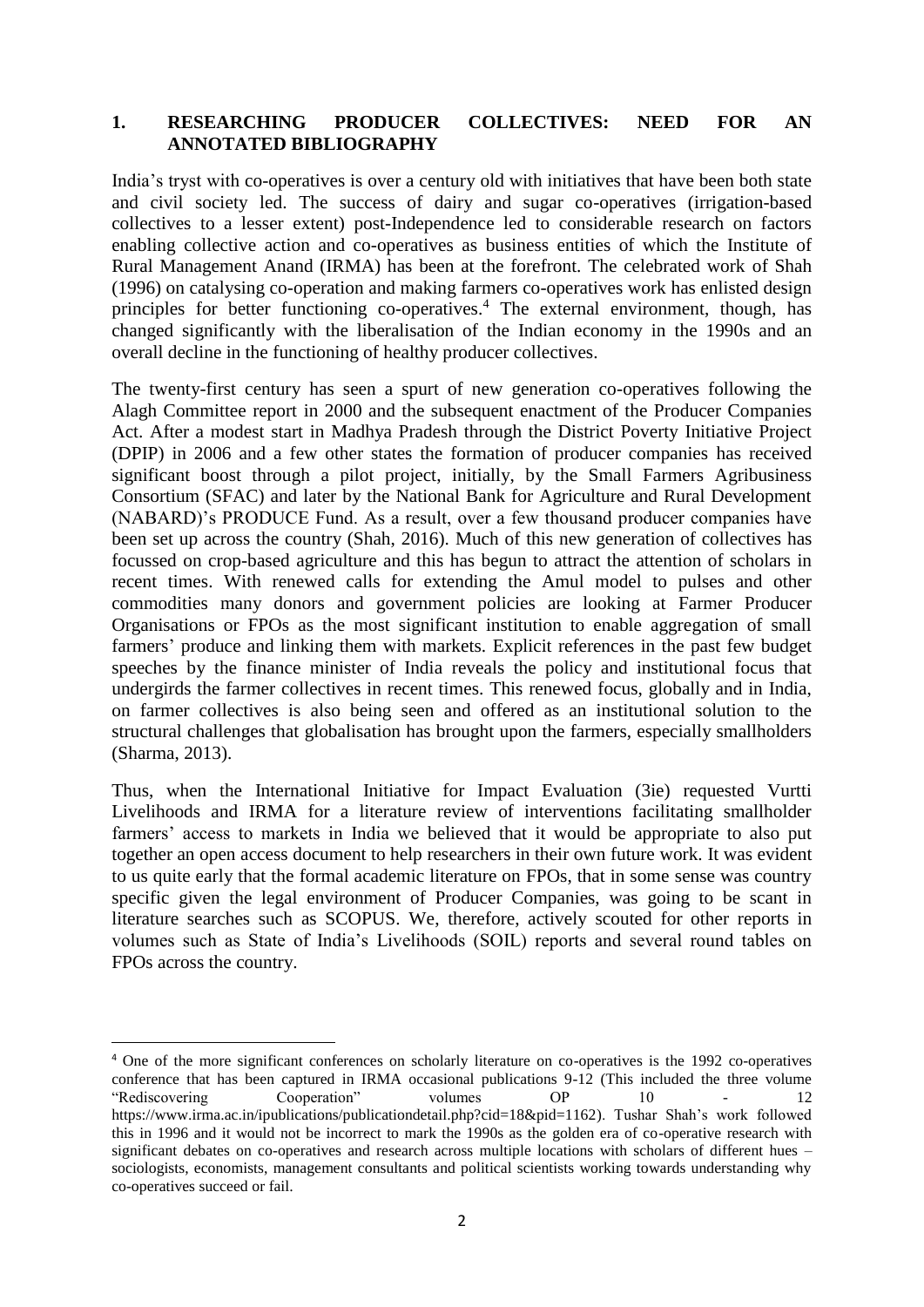## 1. RESEARCHING PRODUCER COLLECTIVES: NEED FOR AN ANNOTATED BIBLIOGRAPHY

India's tryst with co-operatives is over a century old with initiatives that have been both state and civil society led. The success of dairy and sugar co-operatives (irrigation-based collectives to a lesser extent) post-Independence led to considerable research on factors enabling collective action and co-operatives as business entities of which the Institute of Rural Management Anand (IRMA) has been at the forefront. The celebrated work of Shah (1996) on catalysing co-operation and making farmers co-operatives work has enlisted design principles for better functioning co-operatives.[4] The external environment, though, has changed significantly with the liberalisation of the Indian economy in the 1990s and an overall decline in the functioning of healthy producer collectives.

The twenty-first century has seen a spurt of new generation co-operatives following the Alagh Committee report in 2000 and the subsequent enactment of the Producer Companies Act. After a modest start in Madhya Pradesh through the District Poverty Initiative Project (DPIP) in 2006 and a few other states the formation of producer companies has received significant boost through a pilot project, initially, by the Small Farmers Agribusiness Consortium (SFAC) and later by the National Bank for Agriculture and Rural Development (NABARD)'s PRODUCE Fund. As a result, over a few thousand producer companies have been set up across the country (Shah, 2016). Much of this new generation of collectives has focussed on crop-based agriculture and this has begun to attract the attention of scholars in recent times. With renewed calls for extending the Amul model to pulses and other commodities many donors and government policies are looking at Farmer Producer Organisations or FPOs as the most significant institution to enable aggregation of small farmers' produce and linking them with markets. Explicit references in the past few budget speeches by the finance minister of India reveals the policy and institutional focus that undergirds the farmer collectives in recent times. This renewed focus, globally and in India, on farmer collectives is also being seen and offered as an institutional solution to the structural challenges that globalisation has brought upon the farmers, especially smallholders (Sharma, 2013).

Thus, when the International Initiative for Impact Evaluation (3ie) requested Vurtti Livelihoods and IRMA for a literature review of interventions facilitating smallholder farmers' access to markets in India we believed that it would be appropriate to also put together an open access document to help researchers in their own future work. It was evident to us quite early that the formal academic literature on FPOs, that in some sense was country specific given the legal environment of Producer Companies, was going to be scant in literature searches such as SCOPUS. We, therefore, actively scouted for other reports in volumes such as State of India's Livelihoods (SOIL) reports and several round tables on FPOs across the country.

---

[4] One of the more significant conferences on scholarly literature on co-operatives is the 1992 co-operatives conference that has been captured in IRMA occasional publications 9-12 (This included the three volume "Rediscovering Cooperation" volumes OP 10 - 12 https://www.irma.ac.in/ipublications/publicationdetail.php?cid=18&pid=1162). Tushar Shah's work followed this in 1996 and it would not be incorrect to mark the 1990s as the golden era of co-operative research with significant debates on co-operatives and research across multiple locations with scholars of different hues – sociologists, economists, management consultants and political scientists working towards understanding why co-operatives succeed or fail.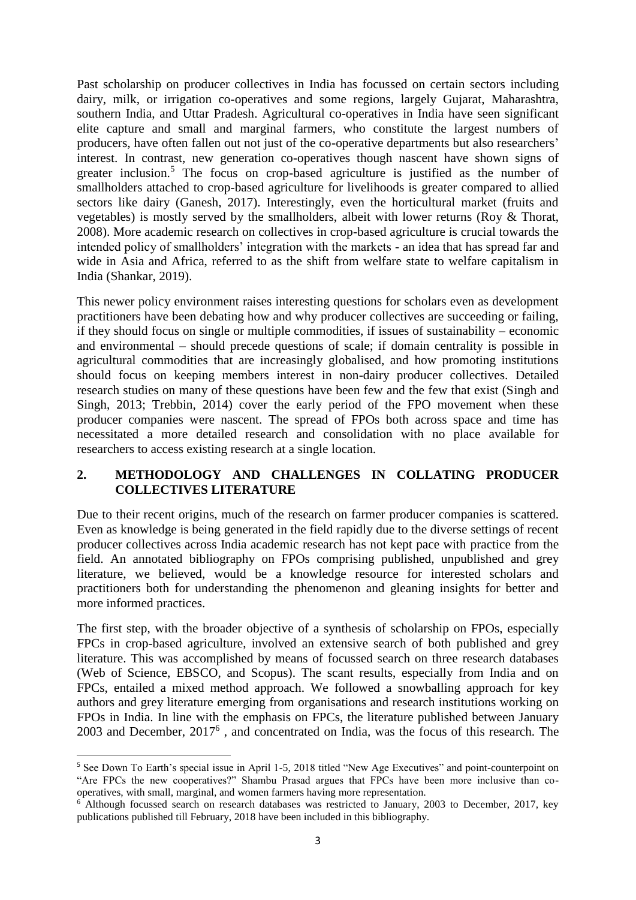Past scholarship on producer collectives in India has focussed on certain sectors including dairy, milk, or irrigation co-operatives and some regions, largely Gujarat, Maharashtra, southern India, and Uttar Pradesh. Agricultural co-operatives in India have seen significant elite capture and small and marginal farmers, who constitute the largest numbers of producers, have often fallen out not just of the co-operative departments but also researchers' interest. In contrast, new generation co-operatives though nascent have shown signs of greater inclusion.[5] The focus on crop-based agriculture is justified as the number of smallholders attached to crop-based agriculture for livelihoods is greater compared to allied sectors like dairy (Ganesh, 2017). Interestingly, even the horticultural market (fruits and vegetables) is mostly served by the smallholders, albeit with lower returns (Roy & Thorat, 2008). More academic research on collectives in crop-based agriculture is crucial towards the intended policy of smallholders' integration with the markets - an idea that has spread far and wide in Asia and Africa, referred to as the shift from welfare state to welfare capitalism in India (Shankar, 2019).

This newer policy environment raises interesting questions for scholars even as development practitioners have been debating how and why producer collectives are succeeding or failing, if they should focus on single or multiple commodities, if issues of sustainability – economic and environmental – should precede questions of scale; if domain centrality is possible in agricultural commodities that are increasingly globalised, and how promoting institutions should focus on keeping members interest in non-dairy producer collectives. Detailed research studies on many of these questions have been few and the few that exist (Singh and Singh, 2013; Trebbin, 2014) cover the early period of the FPO movement when these producer companies were nascent. The spread of FPOs both across space and time has necessitated a more detailed research and consolidation with no place available for researchers to access existing research at a single location.

## 2. METHODOLOGY AND CHALLENGES IN COLLATING PRODUCER COLLECTIVES LITERATURE

Due to their recent origins, much of the research on farmer producer companies is scattered. Even as knowledge is being generated in the field rapidly due to the diverse settings of recent producer collectives across India academic research has not kept pace with practice from the field. An annotated bibliography on FPOs comprising published, unpublished and grey literature, we believed, would be a knowledge resource for interested scholars and practitioners both for understanding the phenomenon and gleaning insights for better and more informed practices.

The first step, with the broader objective of a synthesis of scholarship on FPOs, especially FPCs in crop-based agriculture, involved an extensive search of both published and grey literature. This was accomplished by means of focussed search on three research databases (Web of Science, EBSCO, and Scopus). The scant results, especially from India and on FPCs, entailed a mixed method approach. We followed a snowballing approach for key authors and grey literature emerging from organisations and research institutions working on FPOs in India. In line with the emphasis on FPCs, the literature published between January 2003 and December, 2017[6] , and concentrated on India, was the focus of this research. The

---

[5] See Down To Earth's special issue in April 1-5, 2018 titled "New Age Executives" and point-counterpoint on "Are FPCs the new cooperatives?" Shambu Prasad argues that FPCs have been more inclusive than co-operatives, with small, marginal, and women farmers having more representation.

[6] Although focussed search on research databases was restricted to January, 2003 to December, 2017, key publications published till February, 2018 have been included in this bibliography.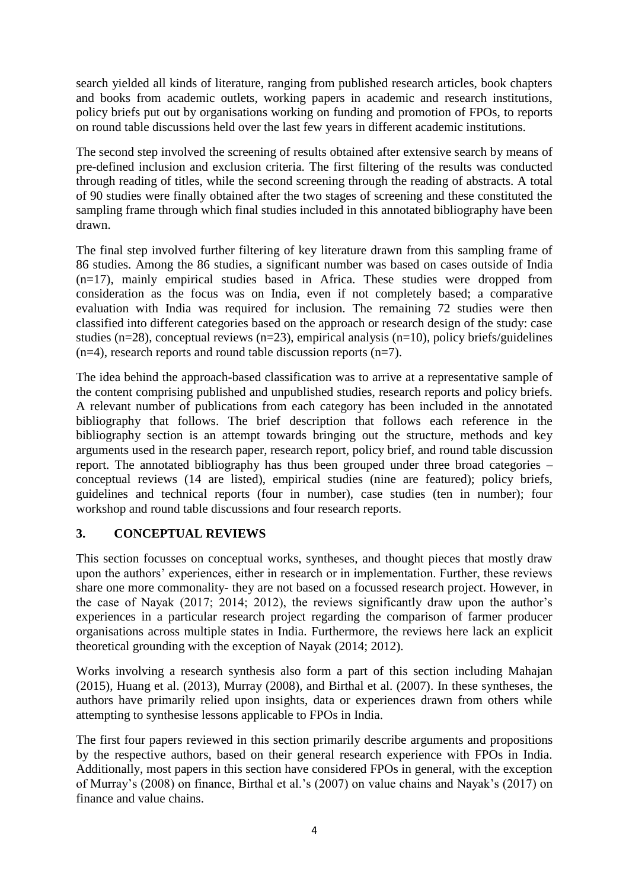search yielded all kinds of literature, ranging from published research articles, book chapters and books from academic outlets, working papers in academic and research institutions, policy briefs put out by organisations working on funding and promotion of FPOs, to reports on round table discussions held over the last few years in different academic institutions.

The second step involved the screening of results obtained after extensive search by means of pre-defined inclusion and exclusion criteria. The first filtering of the results was conducted through reading of titles, while the second screening through the reading of abstracts. A total of 90 studies were finally obtained after the two stages of screening and these constituted the sampling frame through which final studies included in this annotated bibliography have been drawn.

The final step involved further filtering of key literature drawn from this sampling frame of 86 studies. Among the 86 studies, a significant number was based on cases outside of India (n=17), mainly empirical studies based in Africa. These studies were dropped from consideration as the focus was on India, even if not completely based; a comparative evaluation with India was required for inclusion. The remaining 72 studies were then classified into different categories based on the approach or research design of the study: case studies (n=28), conceptual reviews (n=23), empirical analysis (n=10), policy briefs/guidelines (n=4), research reports and round table discussion reports (n=7).

The idea behind the approach-based classification was to arrive at a representative sample of the content comprising published and unpublished studies, research reports and policy briefs. A relevant number of publications from each category has been included in the annotated bibliography that follows. The brief description that follows each reference in the bibliography section is an attempt towards bringing out the structure, methods and key arguments used in the research paper, research report, policy brief, and round table discussion report. The annotated bibliography has thus been grouped under three broad categories – conceptual reviews (14 are listed), empirical studies (nine are featured); policy briefs, guidelines and technical reports (four in number), case studies (ten in number); four workshop and round table discussions and four research reports.

## 3. CONCEPTUAL REVIEWS

This section focusses on conceptual works, syntheses, and thought pieces that mostly draw upon the authors' experiences, either in research or in implementation. Further, these reviews share one more commonality- they are not based on a focussed research project. However, in the case of Nayak (2017; 2014; 2012), the reviews significantly draw upon the author's experiences in a particular research project regarding the comparison of farmer producer organisations across multiple states in India. Furthermore, the reviews here lack an explicit theoretical grounding with the exception of Nayak (2014; 2012).

Works involving a research synthesis also form a part of this section including Mahajan (2015), Huang et al. (2013), Murray (2008), and Birthal et al. (2007). In these syntheses, the authors have primarily relied upon insights, data or experiences drawn from others while attempting to synthesise lessons applicable to FPOs in India.

The first four papers reviewed in this section primarily describe arguments and propositions by the respective authors, based on their general research experience with FPOs in India. Additionally, most papers in this section have considered FPOs in general, with the exception of Murray's (2008) on finance, Birthal et al.'s (2007) on value chains and Nayak's (2017) on finance and value chains.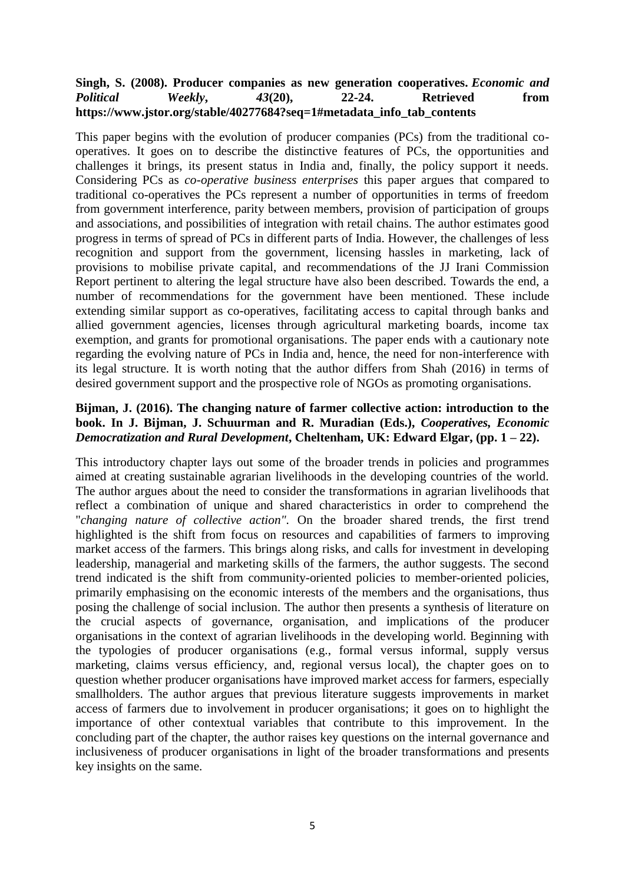**Singh, S. (2008). Producer companies as new generation cooperatives.** ***Economic and Political Weekly*****,** ***43*****(20), 22-24. Retrieved from https://www.jstor.org/stable/40277684?seq=1#metadata_info_tab_contents**

This paper begins with the evolution of producer companies (PCs) from the traditional co-operatives. It goes on to describe the distinctive features of PCs, the opportunities and challenges it brings, its present status in India and, finally, the policy support it needs. Considering PCs as *co-operative business enterprises* this paper argues that compared to traditional co-operatives the PCs represent a number of opportunities in terms of freedom from government interference, parity between members, provision of participation of groups and associations, and possibilities of integration with retail chains. The author estimates good progress in terms of spread of PCs in different parts of India. However, the challenges of less recognition and support from the government, licensing hassles in marketing, lack of provisions to mobilise private capital, and recommendations of the JJ Irani Commission Report pertinent to altering the legal structure have also been described. Towards the end, a number of recommendations for the government have been mentioned. These include extending similar support as co-operatives, facilitating access to capital through banks and allied government agencies, licenses through agricultural marketing boards, income tax exemption, and grants for promotional organisations. The paper ends with a cautionary note regarding the evolving nature of PCs in India and, hence, the need for non-interference with its legal structure. It is worth noting that the author differs from Shah (2016) in terms of desired government support and the prospective role of NGOs as promoting organisations.

**Bijman, J. (2016). The changing nature of farmer collective action: introduction to the book. In J. Bijman, J. Schuurman and R. Muradian (Eds.),** ***Cooperatives, Economic Democratization and Rural Development*****, Cheltenham, UK: Edward Elgar, (pp. 1 – 22).**

This introductory chapter lays out some of the broader trends in policies and programmes aimed at creating sustainable agrarian livelihoods in the developing countries of the world. The author argues about the need to consider the transformations in agrarian livelihoods that reflect a combination of unique and shared characteristics in order to comprehend the "*changing nature of collective action"*. On the broader shared trends, the first trend highlighted is the shift from focus on resources and capabilities of farmers to improving market access of the farmers. This brings along risks, and calls for investment in developing leadership, managerial and marketing skills of the farmers, the author suggests. The second trend indicated is the shift from community-oriented policies to member-oriented policies, primarily emphasising on the economic interests of the members and the organisations, thus posing the challenge of social inclusion. The author then presents a synthesis of literature on the crucial aspects of governance, organisation, and implications of the producer organisations in the context of agrarian livelihoods in the developing world. Beginning with the typologies of producer organisations (e.g., formal versus informal, supply versus marketing, claims versus efficiency, and, regional versus local), the chapter goes on to question whether producer organisations have improved market access for farmers, especially smallholders. The author argues that previous literature suggests improvements in market access of farmers due to involvement in producer organisations; it goes on to highlight the importance of other contextual variables that contribute to this improvement. In the concluding part of the chapter, the author raises key questions on the internal governance and inclusiveness of producer organisations in light of the broader transformations and presents key insights on the same.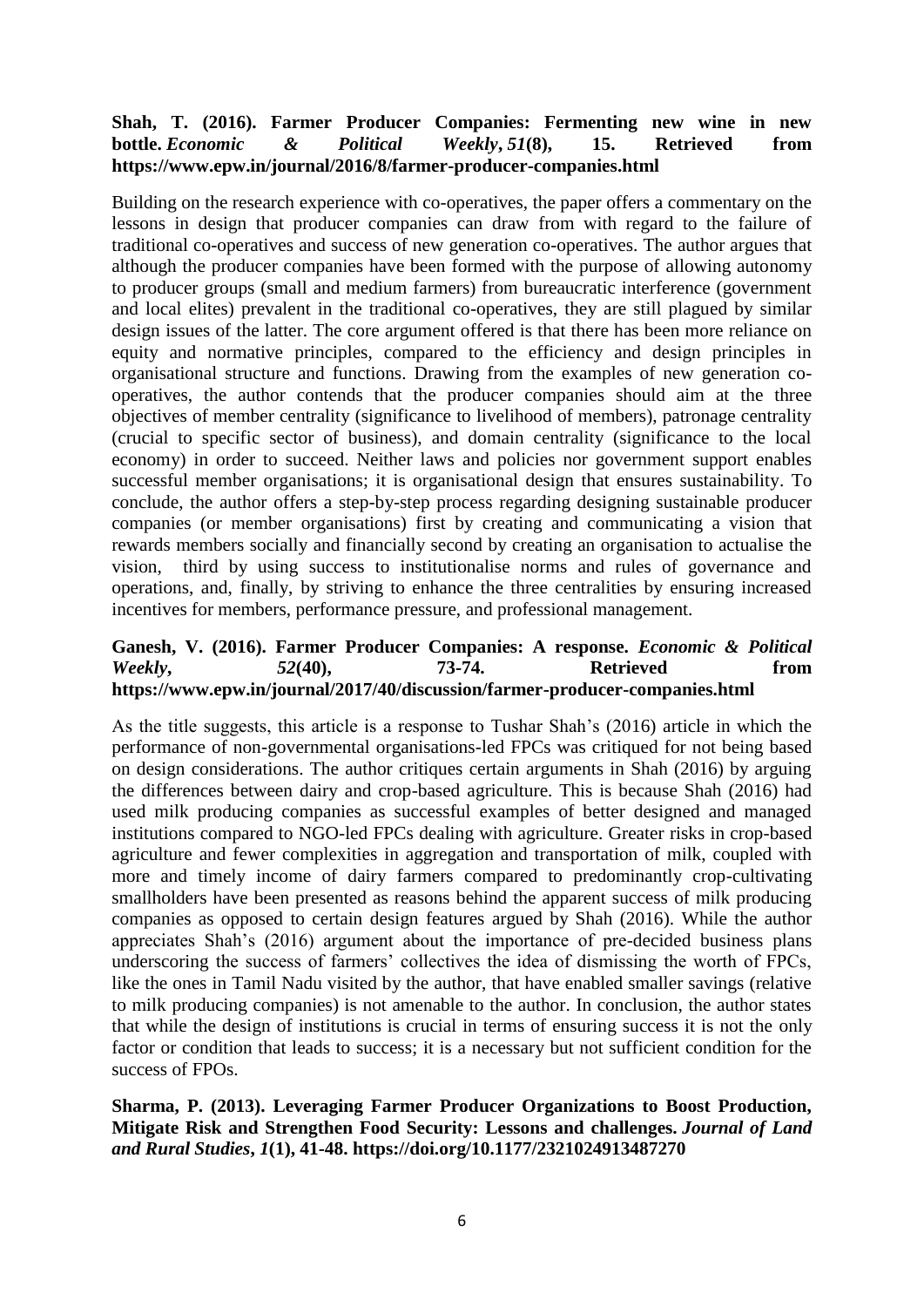**Shah, T. (2016). Farmer Producer Companies: Fermenting new wine in new bottle. *Economic & Political Weekly*, *51*(8), 15. Retrieved from https://www.epw.in/journal/2016/8/farmer-producer-companies.html**

Building on the research experience with co-operatives, the paper offers a commentary on the lessons in design that producer companies can draw from with regard to the failure of traditional co-operatives and success of new generation co-operatives. The author argues that although the producer companies have been formed with the purpose of allowing autonomy to producer groups (small and medium farmers) from bureaucratic interference (government and local elites) prevalent in the traditional co-operatives, they are still plagued by similar design issues of the latter. The core argument offered is that there has been more reliance on equity and normative principles, compared to the efficiency and design principles in organisational structure and functions. Drawing from the examples of new generation co-operatives, the author contends that the producer companies should aim at the three objectives of member centrality (significance to livelihood of members), patronage centrality (crucial to specific sector of business), and domain centrality (significance to the local economy) in order to succeed. Neither laws and policies nor government support enables successful member organisations; it is organisational design that ensures sustainability. To conclude, the author offers a step-by-step process regarding designing sustainable producer companies (or member organisations) first by creating and communicating a vision that rewards members socially and financially second by creating an organisation to actualise the vision, third by using success to institutionalise norms and rules of governance and operations, and, finally, by striving to enhance the three centralities by ensuring increased incentives for members, performance pressure, and professional management.

**Ganesh, V. (2016). Farmer Producer Companies: A response. *Economic & Political Weekly*, *52*(40), 73-74. Retrieved from https://www.epw.in/journal/2017/40/discussion/farmer-producer-companies.html**

As the title suggests, this article is a response to Tushar Shah's (2016) article in which the performance of non-governmental organisations-led FPCs was critiqued for not being based on design considerations. The author critiques certain arguments in Shah (2016) by arguing the differences between dairy and crop-based agriculture. This is because Shah (2016) had used milk producing companies as successful examples of better designed and managed institutions compared to NGO-led FPCs dealing with agriculture. Greater risks in crop-based agriculture and fewer complexities in aggregation and transportation of milk, coupled with more and timely income of dairy farmers compared to predominantly crop-cultivating smallholders have been presented as reasons behind the apparent success of milk producing companies as opposed to certain design features argued by Shah (2016). While the author appreciates Shah's (2016) argument about the importance of pre-decided business plans underscoring the success of farmers' collectives the idea of dismissing the worth of FPCs, like the ones in Tamil Nadu visited by the author, that have enabled smaller savings (relative to milk producing companies) is not amenable to the author. In conclusion, the author states that while the design of institutions is crucial in terms of ensuring success it is not the only factor or condition that leads to success; it is a necessary but not sufficient condition for the success of FPOs.

**Sharma, P. (2013). Leveraging Farmer Producer Organizations to Boost Production, Mitigate Risk and Strengthen Food Security: Lessons and challenges. *Journal of Land and Rural Studies*, *1*(1), 41-48. https://doi.org/10.1177/2321024913487270**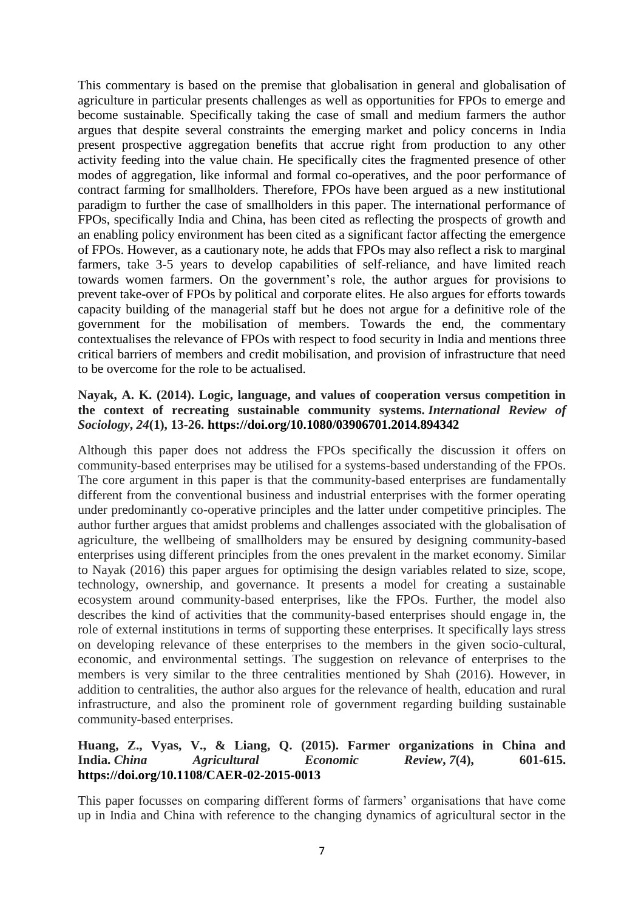This commentary is based on the premise that globalisation in general and globalisation of agriculture in particular presents challenges as well as opportunities for FPOs to emerge and become sustainable. Specifically taking the case of small and medium farmers the author argues that despite several constraints the emerging market and policy concerns in India present prospective aggregation benefits that accrue right from production to any other activity feeding into the value chain. He specifically cites the fragmented presence of other modes of aggregation, like informal and formal co-operatives, and the poor performance of contract farming for smallholders. Therefore, FPOs have been argued as a new institutional paradigm to further the case of smallholders in this paper. The international performance of FPOs, specifically India and China, has been cited as reflecting the prospects of growth and an enabling policy environment has been cited as a significant factor affecting the emergence of FPOs. However, as a cautionary note, he adds that FPOs may also reflect a risk to marginal farmers, take 3-5 years to develop capabilities of self-reliance, and have limited reach towards women farmers. On the government's role, the author argues for provisions to prevent take-over of FPOs by political and corporate elites. He also argues for efforts towards capacity building of the managerial staff but he does not argue for a definitive role of the government for the mobilisation of members. Towards the end, the commentary contextualises the relevance of FPOs with respect to food security in India and mentions three critical barriers of members and credit mobilisation, and provision of infrastructure that need to be overcome for the role to be actualised.

**Nayak, A. K. (2014). Logic, language, and values of cooperation versus competition in the context of recreating sustainable community systems. *International Review of Sociology*, *24*(1), 13-26. https://doi.org/10.1080/03906701.2014.894342**

Although this paper does not address the FPOs specifically the discussion it offers on community-based enterprises may be utilised for a systems-based understanding of the FPOs. The core argument in this paper is that the community-based enterprises are fundamentally different from the conventional business and industrial enterprises with the former operating under predominantly co-operative principles and the latter under competitive principles. The author further argues that amidst problems and challenges associated with the globalisation of agriculture, the wellbeing of smallholders may be ensured by designing community-based enterprises using different principles from the ones prevalent in the market economy. Similar to Nayak (2016) this paper argues for optimising the design variables related to size, scope, technology, ownership, and governance. It presents a model for creating a sustainable ecosystem around community-based enterprises, like the FPOs. Further, the model also describes the kind of activities that the community-based enterprises should engage in, the role of external institutions in terms of supporting these enterprises. It specifically lays stress on developing relevance of these enterprises to the members in the given socio-cultural, economic, and environmental settings. The suggestion on relevance of enterprises to the members is very similar to the three centralities mentioned by Shah (2016). However, in addition to centralities, the author also argues for the relevance of health, education and rural infrastructure, and also the prominent role of government regarding building sustainable community-based enterprises.

**Huang, Z., Vyas, V., & Liang, Q. (2015). Farmer organizations in China and India. *China Agricultural Economic Review*, *7*(4), 601-615. https://doi.org/10.1108/CAER-02-2015-0013**

This paper focusses on comparing different forms of farmers' organisations that have come up in India and China with reference to the changing dynamics of agricultural sector in the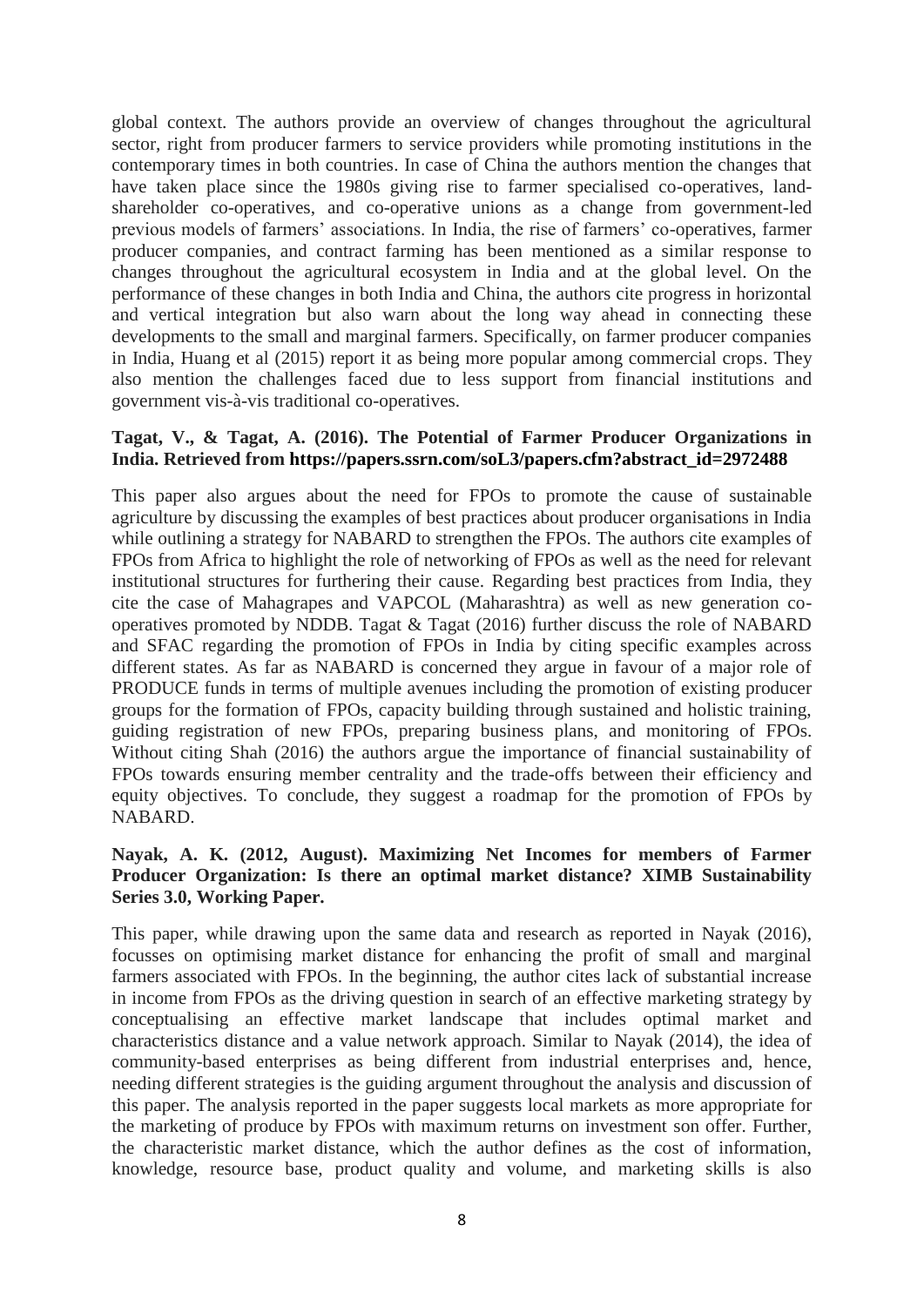global context. The authors provide an overview of changes throughout the agricultural sector, right from producer farmers to service providers while promoting institutions in the contemporary times in both countries. In case of China the authors mention the changes that have taken place since the 1980s giving rise to farmer specialised co-operatives, land-shareholder co-operatives, and co-operative unions as a change from government-led previous models of farmers' associations. In India, the rise of farmers' co-operatives, farmer producer companies, and contract farming has been mentioned as a similar response to changes throughout the agricultural ecosystem in India and at the global level. On the performance of these changes in both India and China, the authors cite progress in horizontal and vertical integration but also warn about the long way ahead in connecting these developments to the small and marginal farmers. Specifically, on farmer producer companies in India, Huang et al (2015) report it as being more popular among commercial crops. They also mention the challenges faced due to less support from financial institutions and government vis-à-vis traditional co-operatives.

**Tagat, V., & Tagat, A. (2016). The Potential of Farmer Producer Organizations in India. Retrieved from https://papers.ssrn.com/soL3/papers.cfm?abstract_id=2972488**

This paper also argues about the need for FPOs to promote the cause of sustainable agriculture by discussing the examples of best practices about producer organisations in India while outlining a strategy for NABARD to strengthen the FPOs. The authors cite examples of FPOs from Africa to highlight the role of networking of FPOs as well as the need for relevant institutional structures for furthering their cause. Regarding best practices from India, they cite the case of Mahagrapes and VAPCOL (Maharashtra) as well as new generation co-operatives promoted by NDDB. Tagat & Tagat (2016) further discuss the role of NABARD and SFAC regarding the promotion of FPOs in India by citing specific examples across different states. As far as NABARD is concerned they argue in favour of a major role of PRODUCE funds in terms of multiple avenues including the promotion of existing producer groups for the formation of FPOs, capacity building through sustained and holistic training, guiding registration of new FPOs, preparing business plans, and monitoring of FPOs. Without citing Shah (2016) the authors argue the importance of financial sustainability of FPOs towards ensuring member centrality and the trade-offs between their efficiency and equity objectives. To conclude, they suggest a roadmap for the promotion of FPOs by NABARD.

**Nayak, A. K. (2012, August). Maximizing Net Incomes for members of Farmer Producer Organization: Is there an optimal market distance? XIMB Sustainability Series 3.0, Working Paper.**

This paper, while drawing upon the same data and research as reported in Nayak (2016), focusses on optimising market distance for enhancing the profit of small and marginal farmers associated with FPOs. In the beginning, the author cites lack of substantial increase in income from FPOs as the driving question in search of an effective marketing strategy by conceptualising an effective market landscape that includes optimal market and characteristics distance and a value network approach. Similar to Nayak (2014), the idea of community-based enterprises as being different from industrial enterprises and, hence, needing different strategies is the guiding argument throughout the analysis and discussion of this paper. The analysis reported in the paper suggests local markets as more appropriate for the marketing of produce by FPOs with maximum returns on investment son offer. Further, the characteristic market distance, which the author defines as the cost of information, knowledge, resource base, product quality and volume, and marketing skills is also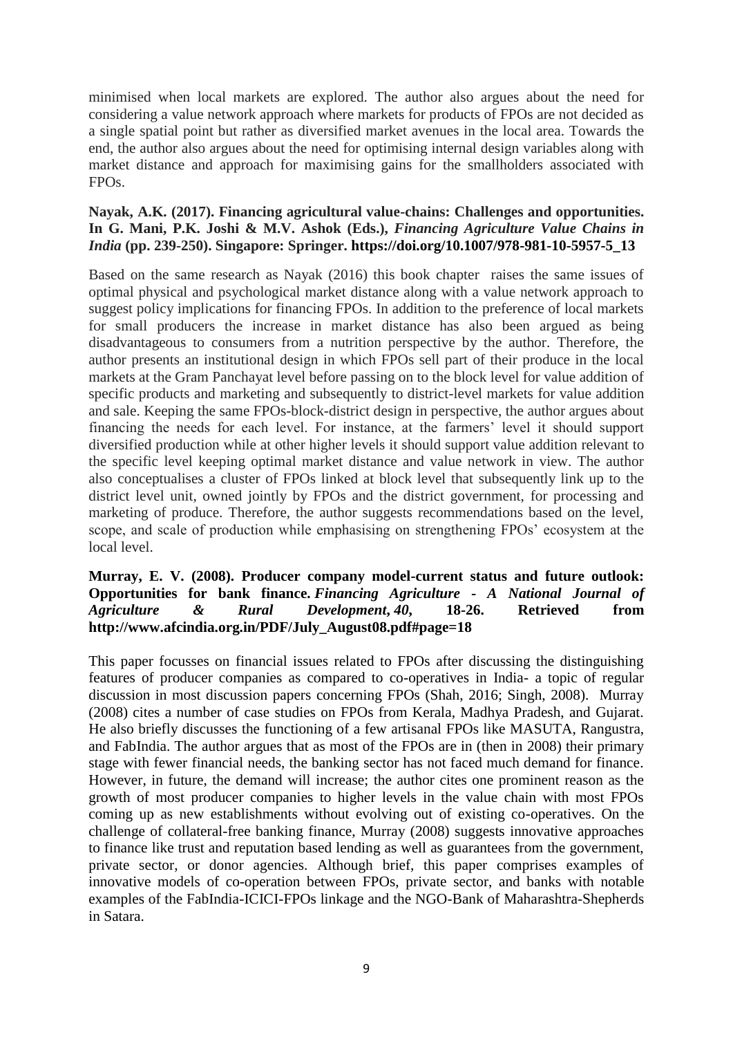minimised when local markets are explored. The author also argues about the need for considering a value network approach where markets for products of FPOs are not decided as a single spatial point but rather as diversified market avenues in the local area. Towards the end, the author also argues about the need for optimising internal design variables along with market distance and approach for maximising gains for the smallholders associated with FPOs.

**Nayak, A.K. (2017). Financing agricultural value-chains: Challenges and opportunities. In G. Mani, P.K. Joshi & M.V. Ashok (Eds.), *Financing Agriculture Value Chains in India* (pp. 239-250). Singapore: Springer. https://doi.org/10.1007/978-981-10-5957-5_13**

Based on the same research as Nayak (2016) this book chapter raises the same issues of optimal physical and psychological market distance along with a value network approach to suggest policy implications for financing FPOs. In addition to the preference of local markets for small producers the increase in market distance has also been argued as being disadvantageous to consumers from a nutrition perspective by the author. Therefore, the author presents an institutional design in which FPOs sell part of their produce in the local markets at the Gram Panchayat level before passing on to the block level for value addition of specific products and marketing and subsequently to district-level markets for value addition and sale. Keeping the same FPOs-block-district design in perspective, the author argues about financing the needs for each level. For instance, at the farmers' level it should support diversified production while at other higher levels it should support value addition relevant to the specific level keeping optimal market distance and value network in view. The author also conceptualises a cluster of FPOs linked at block level that subsequently link up to the district level unit, owned jointly by FPOs and the district government, for processing and marketing of produce. Therefore, the author suggests recommendations based on the level, scope, and scale of production while emphasising on strengthening FPOs' ecosystem at the local level.

**Murray, E. V. (2008). Producer company model-current status and future outlook: Opportunities for bank finance. *Financing Agriculture - A National Journal of Agriculture & Rural Development*, *40*, 18-26. Retrieved from http://www.afcindia.org.in/PDF/July_August08.pdf#page=18**

This paper focusses on financial issues related to FPOs after discussing the distinguishing features of producer companies as compared to co-operatives in India- a topic of regular discussion in most discussion papers concerning FPOs (Shah, 2016; Singh, 2008). Murray (2008) cites a number of case studies on FPOs from Kerala, Madhya Pradesh, and Gujarat. He also briefly discusses the functioning of a few artisanal FPOs like MASUTA, Rangustra, and FabIndia. The author argues that as most of the FPOs are in (then in 2008) their primary stage with fewer financial needs, the banking sector has not faced much demand for finance. However, in future, the demand will increase; the author cites one prominent reason as the growth of most producer companies to higher levels in the value chain with most FPOs coming up as new establishments without evolving out of existing co-operatives. On the challenge of collateral-free banking finance, Murray (2008) suggests innovative approaches to finance like trust and reputation based lending as well as guarantees from the government, private sector, or donor agencies. Although brief, this paper comprises examples of innovative models of co-operation between FPOs, private sector, and banks with notable examples of the FabIndia-ICICI-FPOs linkage and the NGO-Bank of Maharashtra-Shepherds in Satara.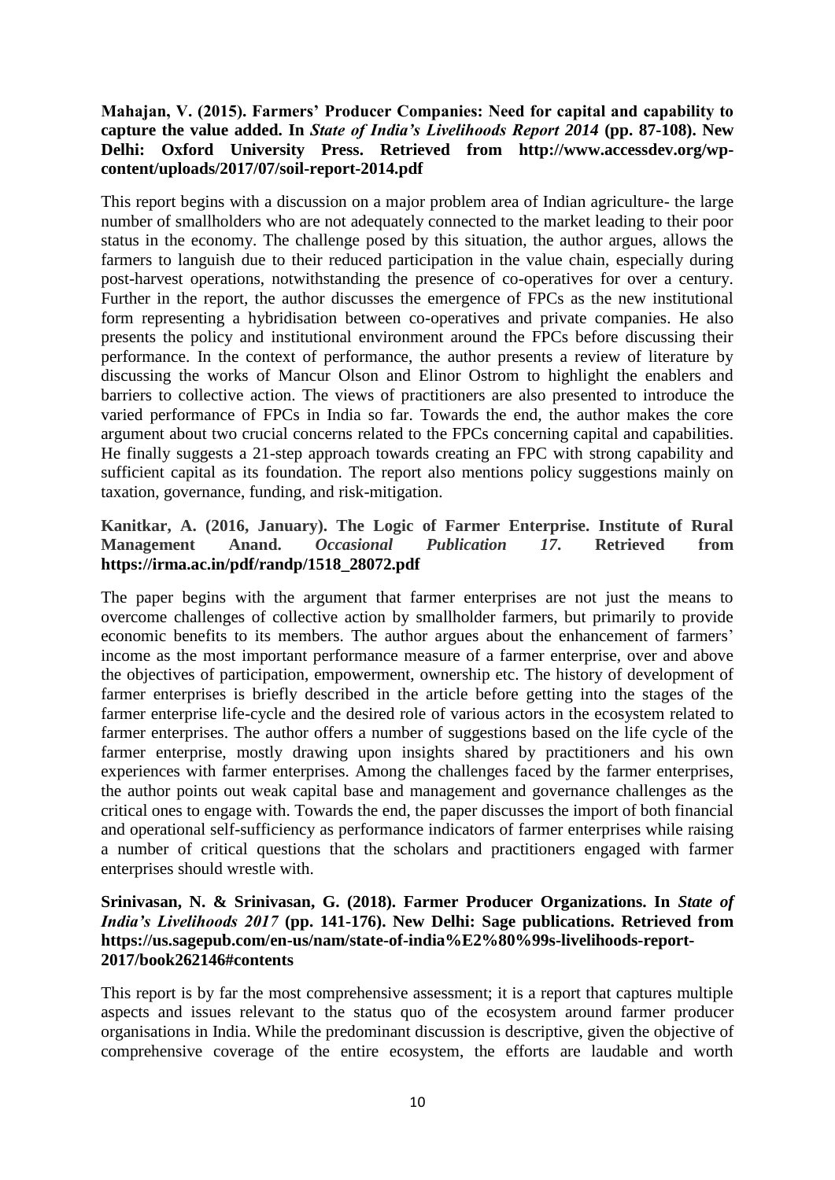**Mahajan, V. (2015). Farmers' Producer Companies: Need for capital and capability to capture the value added. In *State of India's Livelihoods Report 2014* (pp. 87-108). New Delhi: Oxford University Press. Retrieved from http://www.accessdev.org/wp-content/uploads/2017/07/soil-report-2014.pdf**

This report begins with a discussion on a major problem area of Indian agriculture- the large number of smallholders who are not adequately connected to the market leading to their poor status in the economy. The challenge posed by this situation, the author argues, allows the farmers to languish due to their reduced participation in the value chain, especially during post-harvest operations, notwithstanding the presence of co-operatives for over a century. Further in the report, the author discusses the emergence of FPCs as the new institutional form representing a hybridisation between co-operatives and private companies. He also presents the policy and institutional environment around the FPCs before discussing their performance. In the context of performance, the author presents a review of literature by discussing the works of Mancur Olson and Elinor Ostrom to highlight the enablers and barriers to collective action. The views of practitioners are also presented to introduce the varied performance of FPCs in India so far. Towards the end, the author makes the core argument about two crucial concerns related to the FPCs concerning capital and capabilities. He finally suggests a 21-step approach towards creating an FPC with strong capability and sufficient capital as its foundation. The report also mentions policy suggestions mainly on taxation, governance, funding, and risk-mitigation.

**Kanitkar, A. (2016, January). The Logic of Farmer Enterprise. Institute of Rural Management Anand. *Occasional Publication 17*. Retrieved from https://irma.ac.in/pdf/randp/1518_28072.pdf**

The paper begins with the argument that farmer enterprises are not just the means to overcome challenges of collective action by smallholder farmers, but primarily to provide economic benefits to its members. The author argues about the enhancement of farmers' income as the most important performance measure of a farmer enterprise, over and above the objectives of participation, empowerment, ownership etc. The history of development of farmer enterprises is briefly described in the article before getting into the stages of the farmer enterprise life-cycle and the desired role of various actors in the ecosystem related to farmer enterprises. The author offers a number of suggestions based on the life cycle of the farmer enterprise, mostly drawing upon insights shared by practitioners and his own experiences with farmer enterprises. Among the challenges faced by the farmer enterprises, the author points out weak capital base and management and governance challenges as the critical ones to engage with. Towards the end, the paper discusses the import of both financial and operational self-sufficiency as performance indicators of farmer enterprises while raising a number of critical questions that the scholars and practitioners engaged with farmer enterprises should wrestle with.

**Srinivasan, N. & Srinivasan, G. (2018). Farmer Producer Organizations. In *State of India's Livelihoods 2017* (pp. 141-176). New Delhi: Sage publications. Retrieved from https://us.sagepub.com/en-us/nam/state-of-india%E2%80%99s-livelihoods-report-2017/book262146#contents**

This report is by far the most comprehensive assessment; it is a report that captures multiple aspects and issues relevant to the status quo of the ecosystem around farmer producer organisations in India. While the predominant discussion is descriptive, given the objective of comprehensive coverage of the entire ecosystem, the efforts are laudable and worth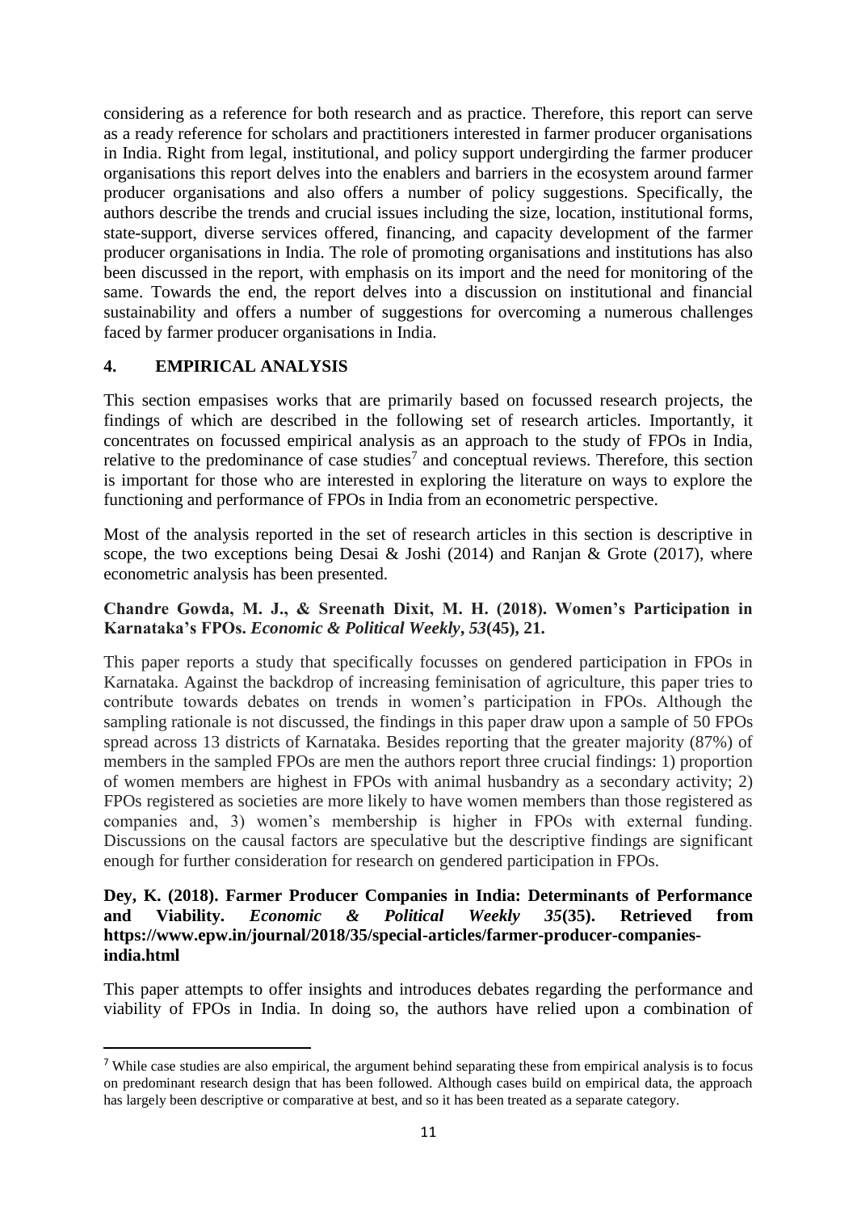considering as a reference for both research and as practice. Therefore, this report can serve as a ready reference for scholars and practitioners interested in farmer producer organisations in India. Right from legal, institutional, and policy support undergirding the farmer producer organisations this report delves into the enablers and barriers in the ecosystem around farmer producer organisations and also offers a number of policy suggestions. Specifically, the authors describe the trends and crucial issues including the size, location, institutional forms, state-support, diverse services offered, financing, and capacity development of the farmer producer organisations in India. The role of promoting organisations and institutions has also been discussed in the report, with emphasis on its import and the need for monitoring of the same. Towards the end, the report delves into a discussion on institutional and financial sustainability and offers a number of suggestions for overcoming a numerous challenges faced by farmer producer organisations in India.

## 4. EMPIRICAL ANALYSIS

This section empasises works that are primarily based on focussed research projects, the findings of which are described in the following set of research articles. Importantly, it concentrates on focussed empirical analysis as an approach to the study of FPOs in India, relative to the predominance of case studies[7] and conceptual reviews. Therefore, this section is important for those who are interested in exploring the literature on ways to explore the functioning and performance of FPOs in India from an econometric perspective.

Most of the analysis reported in the set of research articles in this section is descriptive in scope, the two exceptions being Desai & Joshi (2014) and Ranjan & Grote (2017), where econometric analysis has been presented.

**Chandre Gowda, M. J., & Sreenath Dixit, M. H. (2018). Women's Participation in Karnataka's FPOs. *Economic & Political Weekly*, *53*(45), 21.**

This paper reports a study that specifically focusses on gendered participation in FPOs in Karnataka. Against the backdrop of increasing feminisation of agriculture, this paper tries to contribute towards debates on trends in women's participation in FPOs. Although the sampling rationale is not discussed, the findings in this paper draw upon a sample of 50 FPOs spread across 13 districts of Karnataka. Besides reporting that the greater majority (87%) of members in the sampled FPOs are men the authors report three crucial findings: 1) proportion of women members are highest in FPOs with animal husbandry as a secondary activity; 2) FPOs registered as societies are more likely to have women members than those registered as companies and, 3) women's membership is higher in FPOs with external funding. Discussions on the causal factors are speculative but the descriptive findings are significant enough for further consideration for research on gendered participation in FPOs.

**Dey, K. (2018). Farmer Producer Companies in India: Determinants of Performance and Viability. *Economic & Political Weekly 35*(35). Retrieved from https://www.epw.in/journal/2018/35/special-articles/farmer-producer-companies-india.html**

This paper attempts to offer insights and introduces debates regarding the performance and viability of FPOs in India. In doing so, the authors have relied upon a combination of

---

[7] While case studies are also empirical, the argument behind separating these from empirical analysis is to focus on predominant research design that has been followed. Although cases build on empirical data, the approach has largely been descriptive or comparative at best, and so it has been treated as a separate category.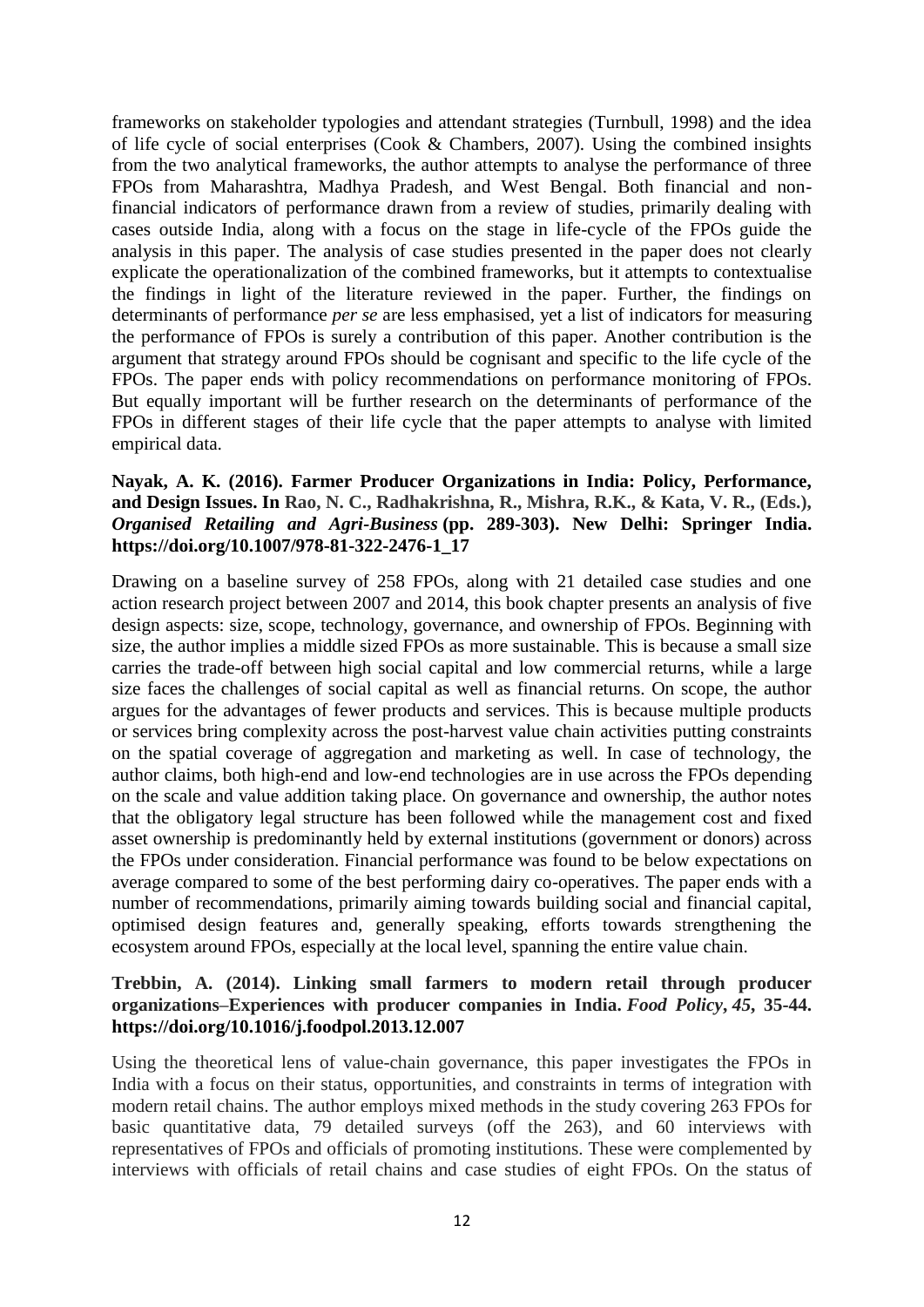frameworks on stakeholder typologies and attendant strategies (Turnbull, 1998) and the idea of life cycle of social enterprises (Cook & Chambers, 2007). Using the combined insights from the two analytical frameworks, the author attempts to analyse the performance of three FPOs from Maharashtra, Madhya Pradesh, and West Bengal. Both financial and non-financial indicators of performance drawn from a review of studies, primarily dealing with cases outside India, along with a focus on the stage in life-cycle of the FPOs guide the analysis in this paper. The analysis of case studies presented in the paper does not clearly explicate the operationalization of the combined frameworks, but it attempts to contextualise the findings in light of the literature reviewed in the paper. Further, the findings on determinants of performance *per se* are less emphasised, yet a list of indicators for measuring the performance of FPOs is surely a contribution of this paper. Another contribution is the argument that strategy around FPOs should be cognisant and specific to the life cycle of the FPOs. The paper ends with policy recommendations on performance monitoring of FPOs. But equally important will be further research on the determinants of performance of the FPOs in different stages of their life cycle that the paper attempts to analyse with limited empirical data.

**Nayak, A. K. (2016). Farmer Producer Organizations in India: Policy, Performance, and Design Issues. In Rao, N. C., Radhakrishna, R., Mishra, R.K., & Kata, V. R., (Eds.), *Organised Retailing and Agri-Business* (pp. 289-303). New Delhi: Springer India. https://doi.org/10.1007/978-81-322-2476-1_17**

Drawing on a baseline survey of 258 FPOs, along with 21 detailed case studies and one action research project between 2007 and 2014, this book chapter presents an analysis of five design aspects: size, scope, technology, governance, and ownership of FPOs. Beginning with size, the author implies a middle sized FPOs as more sustainable. This is because a small size carries the trade-off between high social capital and low commercial returns, while a large size faces the challenges of social capital as well as financial returns. On scope, the author argues for the advantages of fewer products and services. This is because multiple products or services bring complexity across the post-harvest value chain activities putting constraints on the spatial coverage of aggregation and marketing as well. In case of technology, the author claims, both high-end and low-end technologies are in use across the FPOs depending on the scale and value addition taking place. On governance and ownership, the author notes that the obligatory legal structure has been followed while the management cost and fixed asset ownership is predominantly held by external institutions (government or donors) across the FPOs under consideration. Financial performance was found to be below expectations on average compared to some of the best performing dairy co-operatives. The paper ends with a number of recommendations, primarily aiming towards building social and financial capital, optimised design features and, generally speaking, efforts towards strengthening the ecosystem around FPOs, especially at the local level, spanning the entire value chain.

**Trebbin, A. (2014). Linking small farmers to modern retail through producer organizations–Experiences with producer companies in India. *Food Policy*, *45*, 35-44. https://doi.org/10.1016/j.foodpol.2013.12.007**

Using the theoretical lens of value-chain governance, this paper investigates the FPOs in India with a focus on their status, opportunities, and constraints in terms of integration with modern retail chains. The author employs mixed methods in the study covering 263 FPOs for basic quantitative data, 79 detailed surveys (off the 263), and 60 interviews with representatives of FPOs and officials of promoting institutions. These were complemented by interviews with officials of retail chains and case studies of eight FPOs. On the status of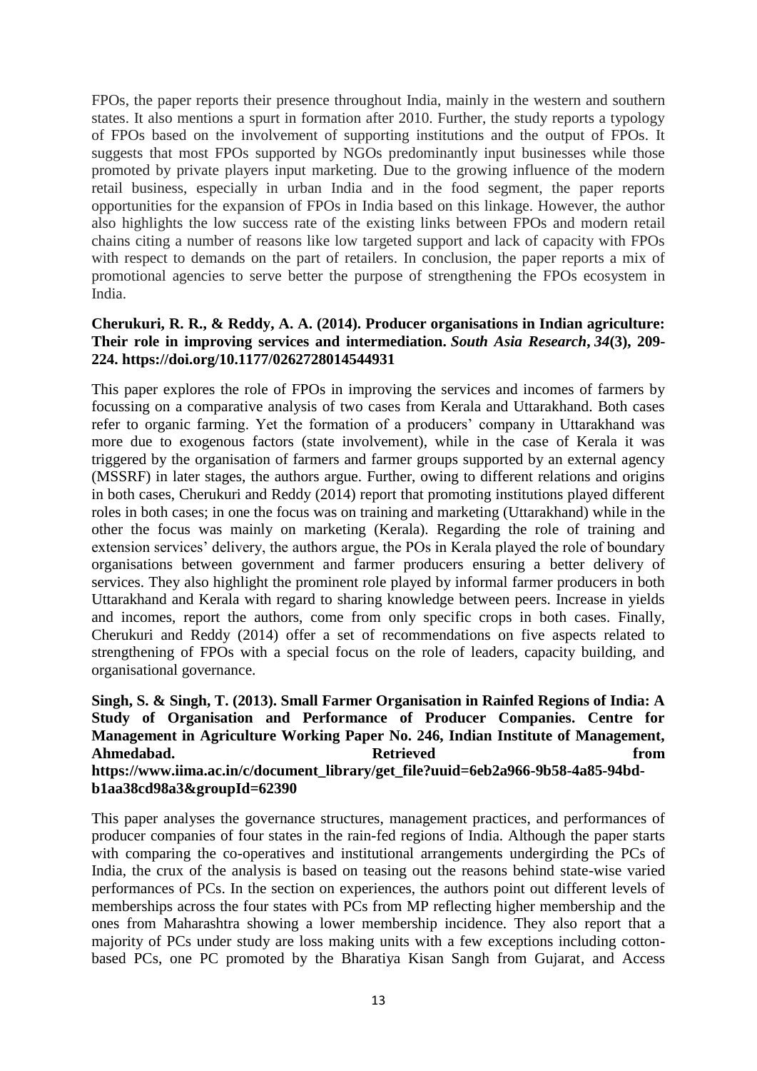FPOs, the paper reports their presence throughout India, mainly in the western and southern states. It also mentions a spurt in formation after 2010. Further, the study reports a typology of FPOs based on the involvement of supporting institutions and the output of FPOs. It suggests that most FPOs supported by NGOs predominantly input businesses while those promoted by private players input marketing. Due to the growing influence of the modern retail business, especially in urban India and in the food segment, the paper reports opportunities for the expansion of FPOs in India based on this linkage. However, the author also highlights the low success rate of the existing links between FPOs and modern retail chains citing a number of reasons like low targeted support and lack of capacity with FPOs with respect to demands on the part of retailers. In conclusion, the paper reports a mix of promotional agencies to serve better the purpose of strengthening the FPOs ecosystem in India.

**Cherukuri, R. R., & Reddy, A. A. (2014). Producer organisations in Indian agriculture: Their role in improving services and intermediation. *South Asia Research*, *34*(3), 209-224. https://doi.org/10.1177/0262728014544931**

This paper explores the role of FPOs in improving the services and incomes of farmers by focussing on a comparative analysis of two cases from Kerala and Uttarakhand. Both cases refer to organic farming. Yet the formation of a producers' company in Uttarakhand was more due to exogenous factors (state involvement), while in the case of Kerala it was triggered by the organisation of farmers and farmer groups supported by an external agency (MSSRF) in later stages, the authors argue. Further, owing to different relations and origins in both cases, Cherukuri and Reddy (2014) report that promoting institutions played different roles in both cases; in one the focus was on training and marketing (Uttarakhand) while in the other the focus was mainly on marketing (Kerala). Regarding the role of training and extension services' delivery, the authors argue, the POs in Kerala played the role of boundary organisations between government and farmer producers ensuring a better delivery of services. They also highlight the prominent role played by informal farmer producers in both Uttarakhand and Kerala with regard to sharing knowledge between peers. Increase in yields and incomes, report the authors, come from only specific crops in both cases. Finally, Cherukuri and Reddy (2014) offer a set of recommendations on five aspects related to strengthening of FPOs with a special focus on the role of leaders, capacity building, and organisational governance.

**Singh, S. & Singh, T. (2013). Small Farmer Organisation in Rainfed Regions of India: A Study of Organisation and Performance of Producer Companies. Centre for Management in Agriculture Working Paper No. 246, Indian Institute of Management, Ahmedabad. Retrieved from https://www.iima.ac.in/c/document_library/get_file?uuid=6eb2a966-9b58-4a85-94bd-b1aa38cd98a3&groupId=62390**

This paper analyses the governance structures, management practices, and performances of producer companies of four states in the rain-fed regions of India. Although the paper starts with comparing the co-operatives and institutional arrangements undergirding the PCs of India, the crux of the analysis is based on teasing out the reasons behind state-wise varied performances of PCs. In the section on experiences, the authors point out different levels of memberships across the four states with PCs from MP reflecting higher membership and the ones from Maharashtra showing a lower membership incidence. They also report that a majority of PCs under study are loss making units with a few exceptions including cotton-based PCs, one PC promoted by the Bharatiya Kisan Sangh from Gujarat, and Access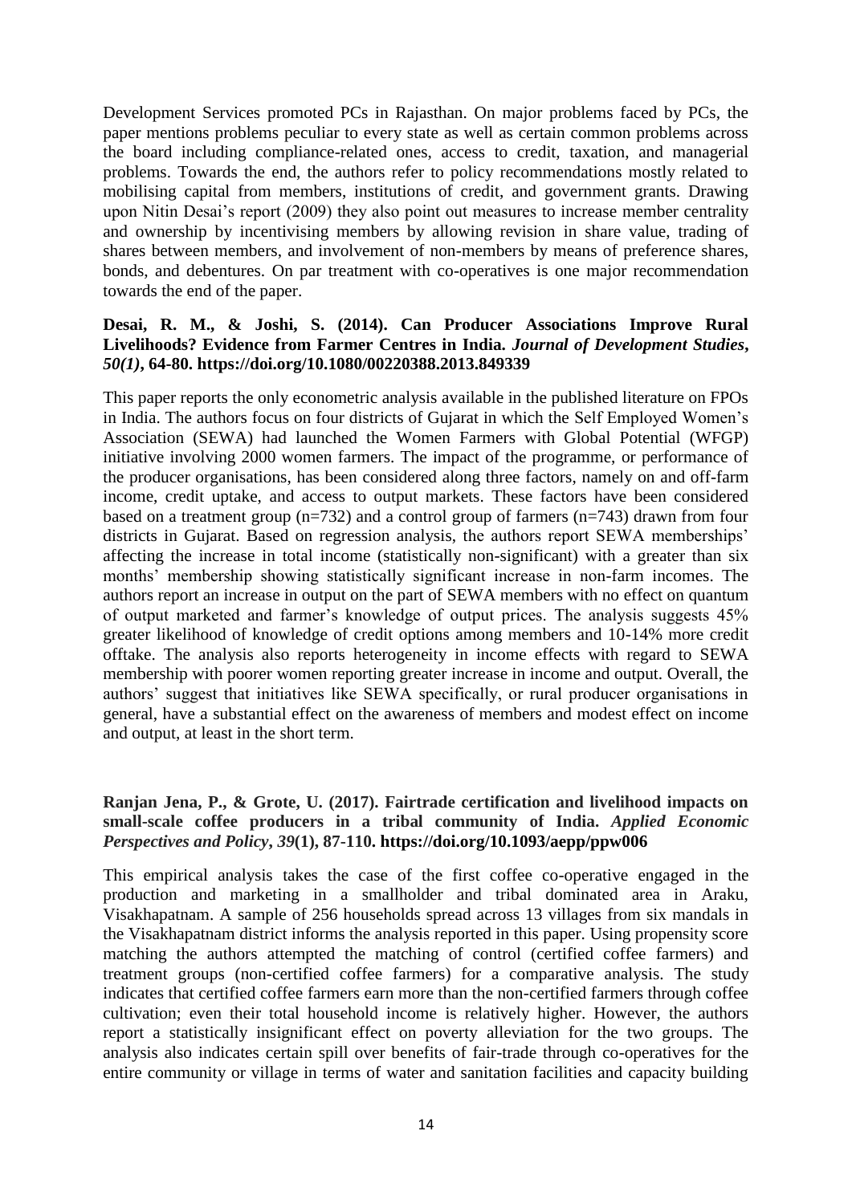Development Services promoted PCs in Rajasthan. On major problems faced by PCs, the paper mentions problems peculiar to every state as well as certain common problems across the board including compliance-related ones, access to credit, taxation, and managerial problems. Towards the end, the authors refer to policy recommendations mostly related to mobilising capital from members, institutions of credit, and government grants. Drawing upon Nitin Desai's report (2009) they also point out measures to increase member centrality and ownership by incentivising members by allowing revision in share value, trading of shares between members, and involvement of non-members by means of preference shares, bonds, and debentures. On par treatment with co-operatives is one major recommendation towards the end of the paper.

**Desai, R. M., & Joshi, S. (2014). Can Producer Associations Improve Rural Livelihoods? Evidence from Farmer Centres in India. *Journal of Development Studies*, *50(1)*, 64-80. https://doi.org/10.1080/00220388.2013.849339**

This paper reports the only econometric analysis available in the published literature on FPOs in India. The authors focus on four districts of Gujarat in which the Self Employed Women's Association (SEWA) had launched the Women Farmers with Global Potential (WFGP) initiative involving 2000 women farmers. The impact of the programme, or performance of the producer organisations, has been considered along three factors, namely on and off-farm income, credit uptake, and access to output markets. These factors have been considered based on a treatment group (n=732) and a control group of farmers (n=743) drawn from four districts in Gujarat. Based on regression analysis, the authors report SEWA memberships' affecting the increase in total income (statistically non-significant) with a greater than six months' membership showing statistically significant increase in non-farm incomes. The authors report an increase in output on the part of SEWA members with no effect on quantum of output marketed and farmer's knowledge of output prices. The analysis suggests 45% greater likelihood of knowledge of credit options among members and 10-14% more credit offtake. The analysis also reports heterogeneity in income effects with regard to SEWA membership with poorer women reporting greater increase in income and output. Overall, the authors' suggest that initiatives like SEWA specifically, or rural producer organisations in general, have a substantial effect on the awareness of members and modest effect on income and output, at least in the short term.

**Ranjan Jena, P., & Grote, U. (2017). Fairtrade certification and livelihood impacts on small-scale coffee producers in a tribal community of India. *Applied Economic Perspectives and Policy*, *39*(1), 87-110. https://doi.org/10.1093/aepp/ppw006**

This empirical analysis takes the case of the first coffee co-operative engaged in the production and marketing in a smallholder and tribal dominated area in Araku, Visakhapatnam. A sample of 256 households spread across 13 villages from six mandals in the Visakhapatnam district informs the analysis reported in this paper. Using propensity score matching the authors attempted the matching of control (certified coffee farmers) and treatment groups (non-certified coffee farmers) for a comparative analysis. The study indicates that certified coffee farmers earn more than the non-certified farmers through coffee cultivation; even their total household income is relatively higher. However, the authors report a statistically insignificant effect on poverty alleviation for the two groups. The analysis also indicates certain spill over benefits of fair-trade through co-operatives for the entire community or village in terms of water and sanitation facilities and capacity building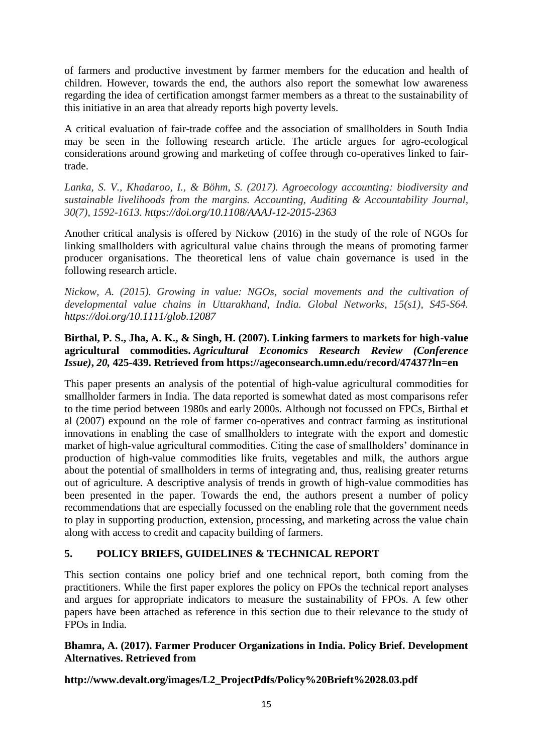of farmers and productive investment by farmer members for the education and health of children. However, towards the end, the authors also report the somewhat low awareness regarding the idea of certification amongst farmer members as a threat to the sustainability of this initiative in an area that already reports high poverty levels.

A critical evaluation of fair-trade coffee and the association of smallholders in South India may be seen in the following research article. The article argues for agro-ecological considerations around growing and marketing of coffee through co-operatives linked to fair-trade.

*Lanka, S. V., Khadaroo, I., & Böhm, S. (2017). Agroecology accounting: biodiversity and sustainable livelihoods from the margins. Accounting, Auditing & Accountability Journal, 30(7), 1592-1613. https://doi.org/10.1108/AAAJ-12-2015-2363*

Another critical analysis is offered by Nickow (2016) in the study of the role of NGOs for linking smallholders with agricultural value chains through the means of promoting farmer producer organisations. The theoretical lens of value chain governance is used in the following research article.

*Nickow, A. (2015). Growing in value: NGOs, social movements and the cultivation of developmental value chains in Uttarakhand, India. Global Networks, 15(s1), S45-S64. https://doi.org/10.1111/glob.12087*

**Birthal, P. S., Jha, A. K., & Singh, H. (2007). Linking farmers to markets for high-value agricultural commodities. *Agricultural Economics Research Review (Conference Issue)*, *20,* 425-439. Retrieved from https://ageconsearch.umn.edu/record/47437?ln=en**

This paper presents an analysis of the potential of high-value agricultural commodities for smallholder farmers in India. The data reported is somewhat dated as most comparisons refer to the time period between 1980s and early 2000s. Although not focussed on FPCs, Birthal et al (2007) expound on the role of farmer co-operatives and contract farming as institutional innovations in enabling the case of smallholders to integrate with the export and domestic market of high-value agricultural commodities. Citing the case of smallholders' dominance in production of high-value commodities like fruits, vegetables and milk, the authors argue about the potential of smallholders in terms of integrating and, thus, realising greater returns out of agriculture. A descriptive analysis of trends in growth of high-value commodities has been presented in the paper. Towards the end, the authors present a number of policy recommendations that are especially focussed on the enabling role that the government needs to play in supporting production, extension, processing, and marketing across the value chain along with access to credit and capacity building of farmers.

## 5. POLICY BRIEFS, GUIDELINES & TECHNICAL REPORT

This section contains one policy brief and one technical report, both coming from the practitioners. While the first paper explores the policy on FPOs the technical report analyses and argues for appropriate indicators to measure the sustainability of FPOs. A few other papers have been attached as reference in this section due to their relevance to the study of FPOs in India.

**Bhamra, A. (2017). Farmer Producer Organizations in India. Policy Brief. Development Alternatives. Retrieved from**

**http://www.devalt.org/images/L2_ProjectPdfs/Policy%20Brieft%2028.03.pdf**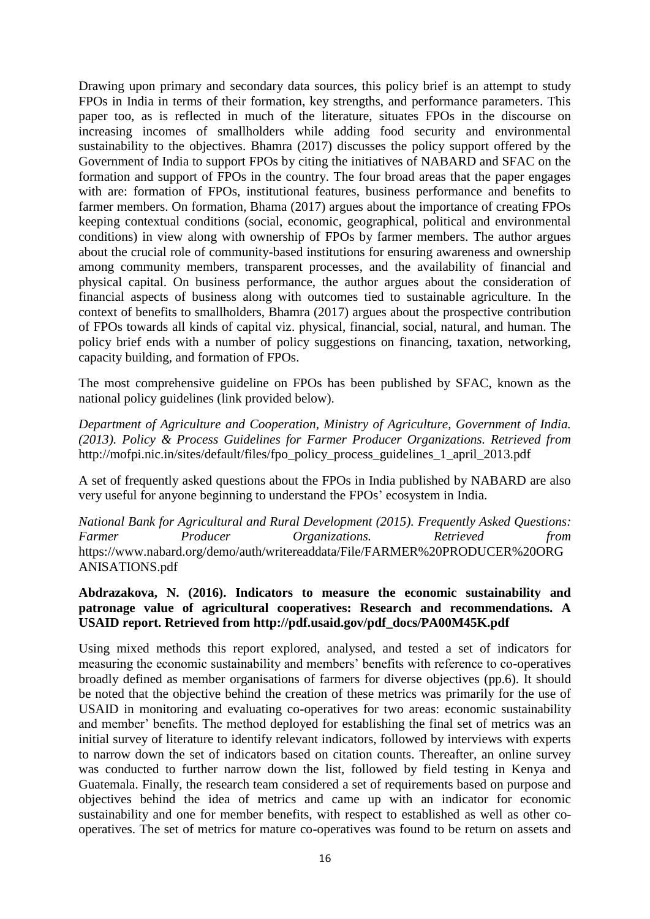Drawing upon primary and secondary data sources, this policy brief is an attempt to study FPOs in India in terms of their formation, key strengths, and performance parameters. This paper too, as is reflected in much of the literature, situates FPOs in the discourse on increasing incomes of smallholders while adding food security and environmental sustainability to the objectives. Bhamra (2017) discusses the policy support offered by the Government of India to support FPOs by citing the initiatives of NABARD and SFAC on the formation and support of FPOs in the country. The four broad areas that the paper engages with are: formation of FPOs, institutional features, business performance and benefits to farmer members. On formation, Bhama (2017) argues about the importance of creating FPOs keeping contextual conditions (social, economic, geographical, political and environmental conditions) in view along with ownership of FPOs by farmer members. The author argues about the crucial role of community-based institutions for ensuring awareness and ownership among community members, transparent processes, and the availability of financial and physical capital. On business performance, the author argues about the consideration of financial aspects of business along with outcomes tied to sustainable agriculture. In the context of benefits to smallholders, Bhamra (2017) argues about the prospective contribution of FPOs towards all kinds of capital viz. physical, financial, social, natural, and human. The policy brief ends with a number of policy suggestions on financing, taxation, networking, capacity building, and formation of FPOs.

The most comprehensive guideline on FPOs has been published by SFAC, known as the national policy guidelines (link provided below).

*Department of Agriculture and Cooperation, Ministry of Agriculture, Government of India. (2013). Policy & Process Guidelines for Farmer Producer Organizations. Retrieved from* http://mofpi.nic.in/sites/default/files/fpo_policy_process_guidelines_1_april_2013.pdf

A set of frequently asked questions about the FPOs in India published by NABARD are also very useful for anyone beginning to understand the FPOs' ecosystem in India.

*National Bank for Agricultural and Rural Development (2015). Frequently Asked Questions: Farmer Producer Organizations. Retrieved from* https://www.nabard.org/demo/auth/writereaddata/File/FARMER%20PRODUCER%20ORGANISATIONS.pdf

**Abdrazakova, N. (2016). Indicators to measure the economic sustainability and patronage value of agricultural cooperatives: Research and recommendations. A USAID report. Retrieved from http://pdf.usaid.gov/pdf_docs/PA00M45K.pdf**

Using mixed methods this report explored, analysed, and tested a set of indicators for measuring the economic sustainability and members' benefits with reference to co-operatives broadly defined as member organisations of farmers for diverse objectives (pp.6). It should be noted that the objective behind the creation of these metrics was primarily for the use of USAID in monitoring and evaluating co-operatives for two areas: economic sustainability and member' benefits. The method deployed for establishing the final set of metrics was an initial survey of literature to identify relevant indicators, followed by interviews with experts to narrow down the set of indicators based on citation counts. Thereafter, an online survey was conducted to further narrow down the list, followed by field testing in Kenya and Guatemala. Finally, the research team considered a set of requirements based on purpose and objectives behind the idea of metrics and came up with an indicator for economic sustainability and one for member benefits, with respect to established as well as other co-operatives. The set of metrics for mature co-operatives was found to be return on assets and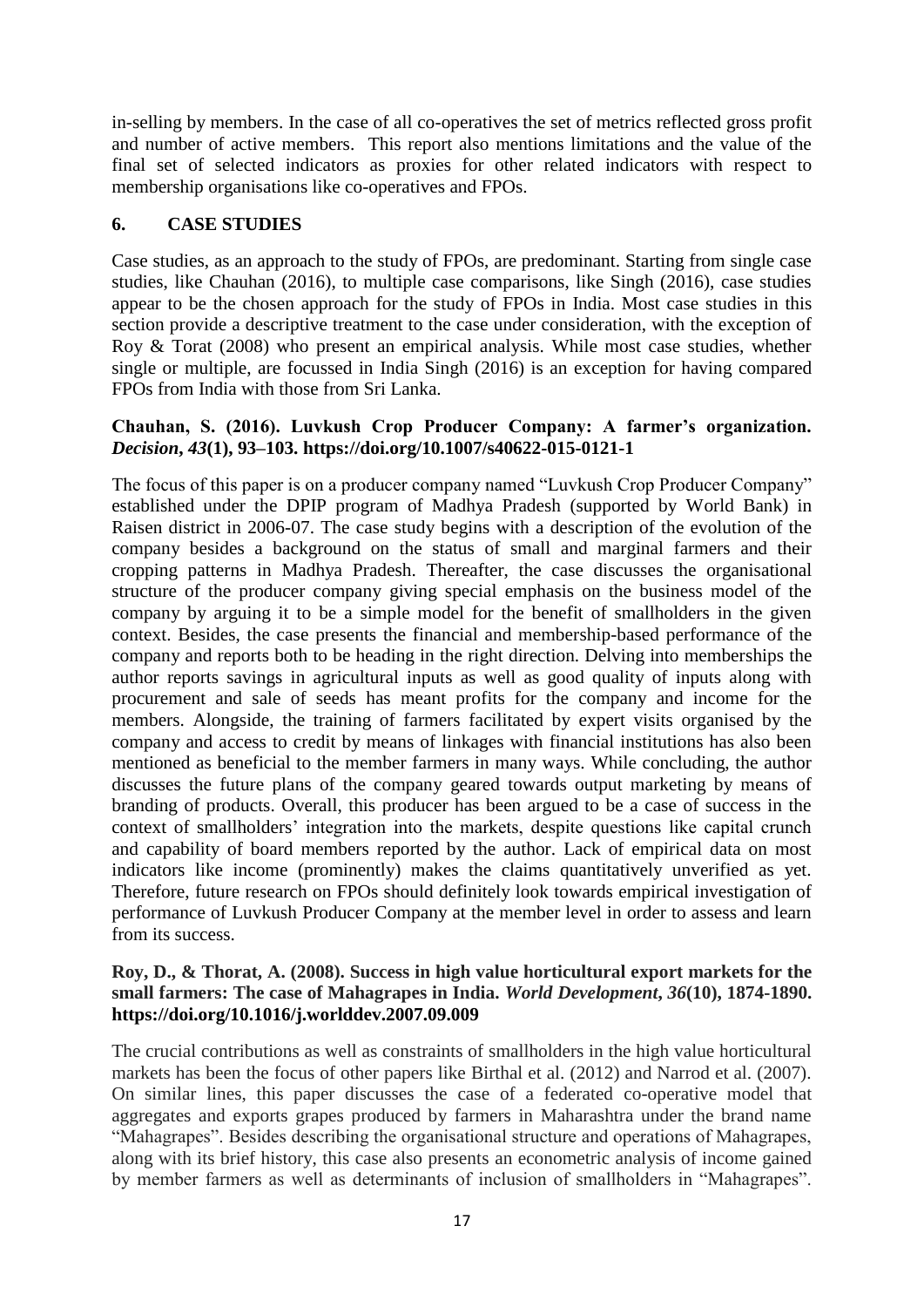in-selling by members. In the case of all co-operatives the set of metrics reflected gross profit and number of active members. This report also mentions limitations and the value of the final set of selected indicators as proxies for other related indicators with respect to membership organisations like co-operatives and FPOs.

## 6. CASE STUDIES

Case studies, as an approach to the study of FPOs, are predominant. Starting from single case studies, like Chauhan (2016), to multiple case comparisons, like Singh (2016), case studies appear to be the chosen approach for the study of FPOs in India. Most case studies in this section provide a descriptive treatment to the case under consideration, with the exception of Roy & Torat (2008) who present an empirical analysis. While most case studies, whether single or multiple, are focussed in India Singh (2016) is an exception for having compared FPOs from India with those from Sri Lanka.

### Chauhan, S. (2016). Luvkush Crop Producer Company: A farmer's organization. *Decision*, *43*(1), 93–103. https://doi.org/10.1007/s40622-015-0121-1

The focus of this paper is on a producer company named "Luvkush Crop Producer Company" established under the DPIP program of Madhya Pradesh (supported by World Bank) in Raisen district in 2006-07. The case study begins with a description of the evolution of the company besides a background on the status of small and marginal farmers and their cropping patterns in Madhya Pradesh. Thereafter, the case discusses the organisational structure of the producer company giving special emphasis on the business model of the company by arguing it to be a simple model for the benefit of smallholders in the given context. Besides, the case presents the financial and membership-based performance of the company and reports both to be heading in the right direction. Delving into memberships the author reports savings in agricultural inputs as well as good quality of inputs along with procurement and sale of seeds has meant profits for the company and income for the members. Alongside, the training of farmers facilitated by expert visits organised by the company and access to credit by means of linkages with financial institutions has also been mentioned as beneficial to the member farmers in many ways. While concluding, the author discusses the future plans of the company geared towards output marketing by means of branding of products. Overall, this producer has been argued to be a case of success in the context of smallholders' integration into the markets, despite questions like capital crunch and capability of board members reported by the author. Lack of empirical data on most indicators like income (prominently) makes the claims quantitatively unverified as yet. Therefore, future research on FPOs should definitely look towards empirical investigation of performance of Luvkush Producer Company at the member level in order to assess and learn from its success.

### Roy, D., & Thorat, A. (2008). Success in high value horticultural export markets for the small farmers: The case of Mahagrapes in India. *World Development*, *36*(10), 1874-1890. https://doi.org/10.1016/j.worlddev.2007.09.009

The crucial contributions as well as constraints of smallholders in the high value horticultural markets has been the focus of other papers like Birthal et al. (2012) and Narrod et al. (2007). On similar lines, this paper discusses the case of a federated co-operative model that aggregates and exports grapes produced by farmers in Maharashtra under the brand name "Mahagrapes". Besides describing the organisational structure and operations of Mahagrapes, along with its brief history, this case also presents an econometric analysis of income gained by member farmers as well as determinants of inclusion of smallholders in "Mahagrapes".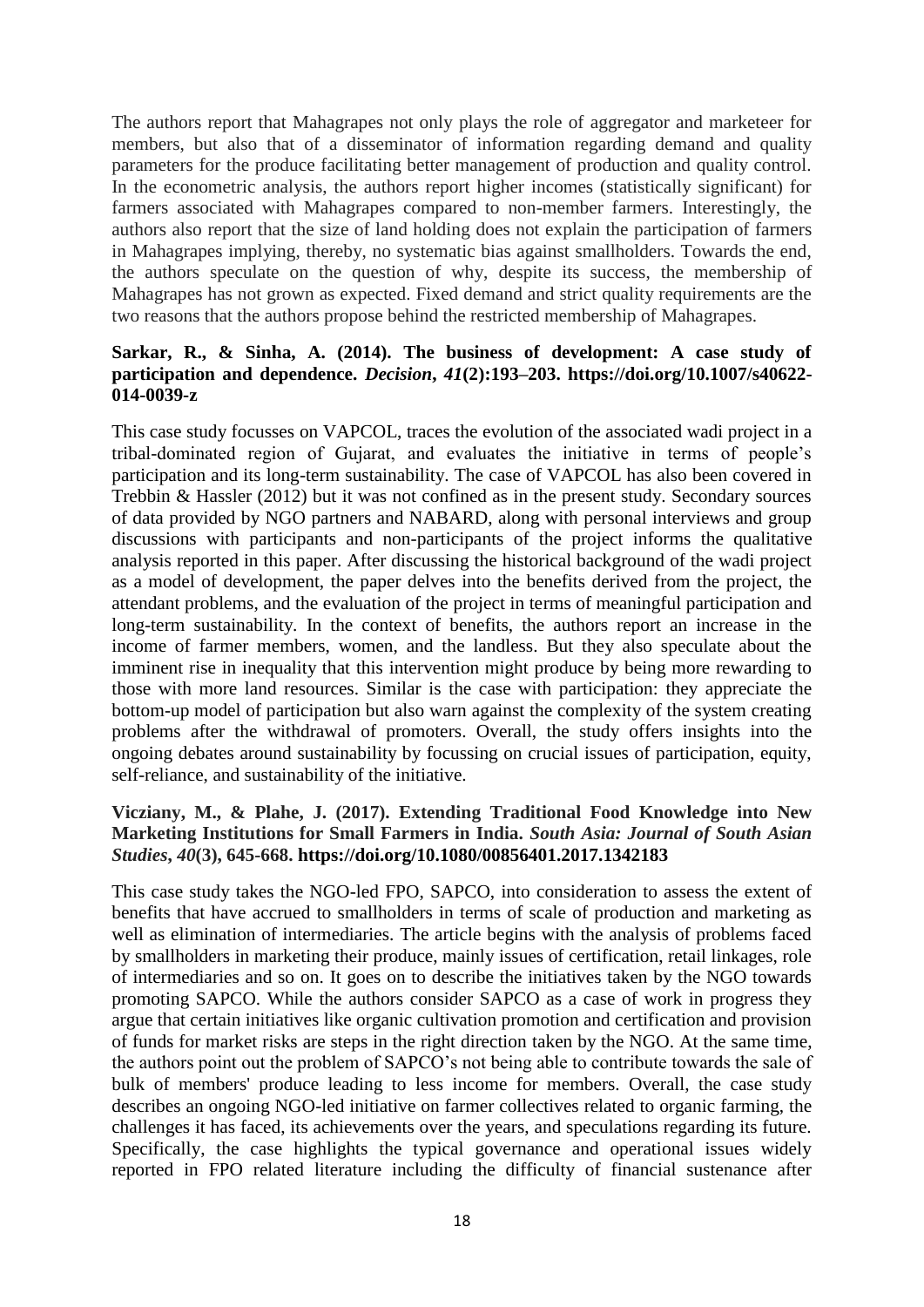The authors report that Mahagrapes not only plays the role of aggregator and marketeer for members, but also that of a disseminator of information regarding demand and quality parameters for the produce facilitating better management of production and quality control. In the econometric analysis, the authors report higher incomes (statistically significant) for farmers associated with Mahagrapes compared to non-member farmers. Interestingly, the authors also report that the size of land holding does not explain the participation of farmers in Mahagrapes implying, thereby, no systematic bias against smallholders. Towards the end, the authors speculate on the question of why, despite its success, the membership of Mahagrapes has not grown as expected. Fixed demand and strict quality requirements are the two reasons that the authors propose behind the restricted membership of Mahagrapes.

**Sarkar, R., & Sinha, A. (2014). The business of development: A case study of participation and dependence. *Decision*, *41*(2):193–203. https://doi.org/10.1007/s40622-014-0039-z**

This case study focusses on VAPCOL, traces the evolution of the associated wadi project in a tribal-dominated region of Gujarat, and evaluates the initiative in terms of people's participation and its long-term sustainability. The case of VAPCOL has also been covered in Trebbin & Hassler (2012) but it was not confined as in the present study. Secondary sources of data provided by NGO partners and NABARD, along with personal interviews and group discussions with participants and non-participants of the project informs the qualitative analysis reported in this paper. After discussing the historical background of the wadi project as a model of development, the paper delves into the benefits derived from the project, the attendant problems, and the evaluation of the project in terms of meaningful participation and long-term sustainability. In the context of benefits, the authors report an increase in the income of farmer members, women, and the landless. But they also speculate about the imminent rise in inequality that this intervention might produce by being more rewarding to those with more land resources. Similar is the case with participation: they appreciate the bottom-up model of participation but also warn against the complexity of the system creating problems after the withdrawal of promoters. Overall, the study offers insights into the ongoing debates around sustainability by focussing on crucial issues of participation, equity, self-reliance, and sustainability of the initiative.

**Vicziany, M., & Plahe, J. (2017). Extending Traditional Food Knowledge into New Marketing Institutions for Small Farmers in India. *South Asia: Journal of South Asian Studies*, *40*(3), 645-668. https://doi.org/10.1080/00856401.2017.1342183**

This case study takes the NGO-led FPO, SAPCO, into consideration to assess the extent of benefits that have accrued to smallholders in terms of scale of production and marketing as well as elimination of intermediaries. The article begins with the analysis of problems faced by smallholders in marketing their produce, mainly issues of certification, retail linkages, role of intermediaries and so on. It goes on to describe the initiatives taken by the NGO towards promoting SAPCO. While the authors consider SAPCO as a case of work in progress they argue that certain initiatives like organic cultivation promotion and certification and provision of funds for market risks are steps in the right direction taken by the NGO. At the same time, the authors point out the problem of SAPCO's not being able to contribute towards the sale of bulk of members' produce leading to less income for members. Overall, the case study describes an ongoing NGO-led initiative on farmer collectives related to organic farming, the challenges it has faced, its achievements over the years, and speculations regarding its future. Specifically, the case highlights the typical governance and operational issues widely reported in FPO related literature including the difficulty of financial sustenance after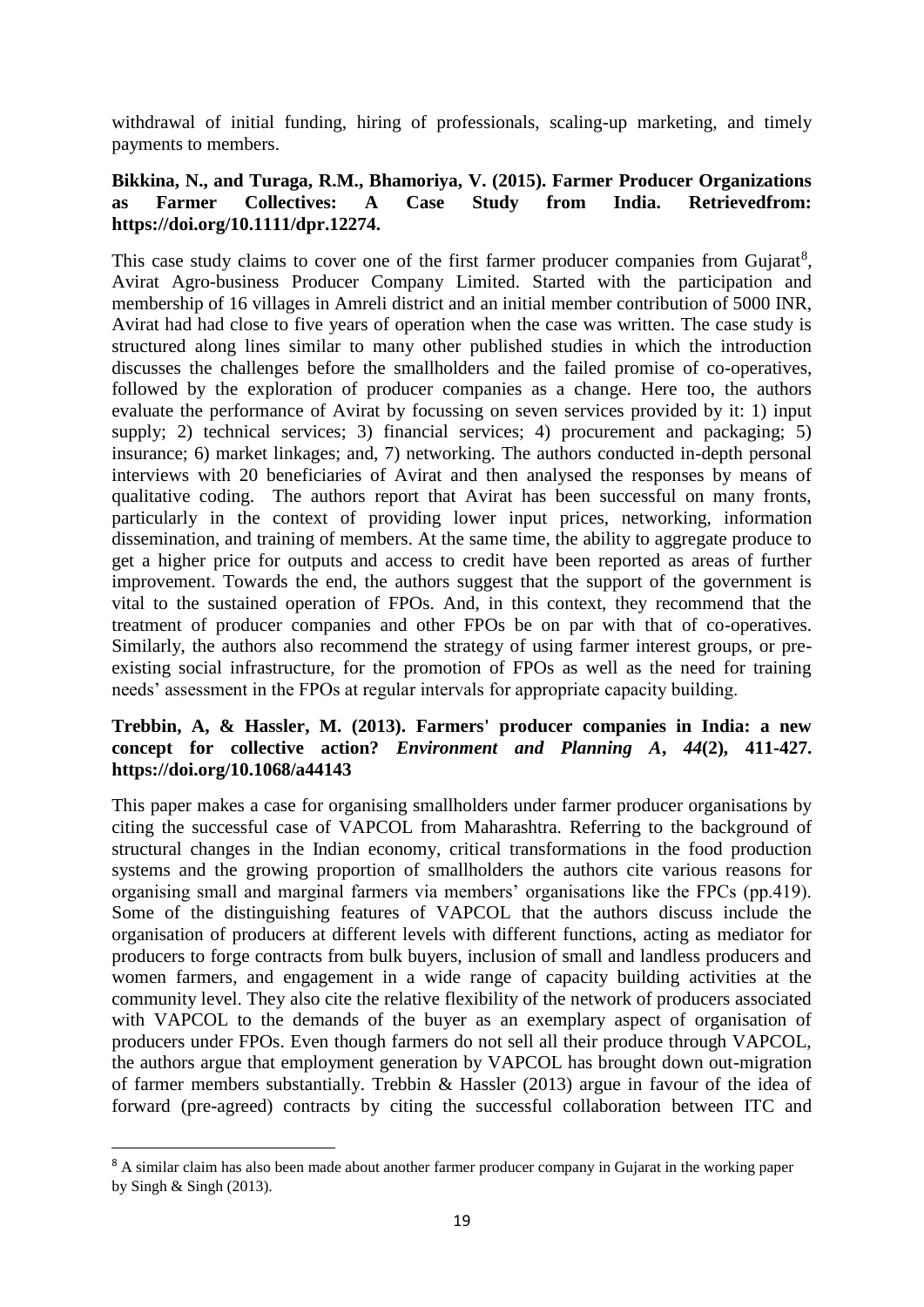withdrawal of initial funding, hiring of professionals, scaling-up marketing, and timely payments to members.

**Bikkina, N., and Turaga, R.M., Bhamoriya, V. (2015). Farmer Producer Organizations as Farmer Collectives: A Case Study from India. Retrievedfrom: https://doi.org/10.1111/dpr.12274.**

This case study claims to cover one of the first farmer producer companies from Gujarat[8], Avirat Agro-business Producer Company Limited. Started with the participation and membership of 16 villages in Amreli district and an initial member contribution of 5000 INR, Avirat had had close to five years of operation when the case was written. The case study is structured along lines similar to many other published studies in which the introduction discusses the challenges before the smallholders and the failed promise of co-operatives, followed by the exploration of producer companies as a change. Here too, the authors evaluate the performance of Avirat by focussing on seven services provided by it: 1) input supply; 2) technical services; 3) financial services; 4) procurement and packaging; 5) insurance; 6) market linkages; and, 7) networking. The authors conducted in-depth personal interviews with 20 beneficiaries of Avirat and then analysed the responses by means of qualitative coding. The authors report that Avirat has been successful on many fronts, particularly in the context of providing lower input prices, networking, information dissemination, and training of members. At the same time, the ability to aggregate produce to get a higher price for outputs and access to credit have been reported as areas of further improvement. Towards the end, the authors suggest that the support of the government is vital to the sustained operation of FPOs. And, in this context, they recommend that the treatment of producer companies and other FPOs be on par with that of co-operatives. Similarly, the authors also recommend the strategy of using farmer interest groups, or pre-existing social infrastructure, for the promotion of FPOs as well as the need for training needs' assessment in the FPOs at regular intervals for appropriate capacity building.

**Trebbin, A, & Hassler, M. (2013). Farmers' producer companies in India: a new concept for collective action? *Environment and Planning A*, *44*(2), 411-427. https://doi.org/10.1068/a44143**

This paper makes a case for organising smallholders under farmer producer organisations by citing the successful case of VAPCOL from Maharashtra. Referring to the background of structural changes in the Indian economy, critical transformations in the food production systems and the growing proportion of smallholders the authors cite various reasons for organising small and marginal farmers via members' organisations like the FPCs (pp.419). Some of the distinguishing features of VAPCOL that the authors discuss include the organisation of producers at different levels with different functions, acting as mediator for producers to forge contracts from bulk buyers, inclusion of small and landless producers and women farmers, and engagement in a wide range of capacity building activities at the community level. They also cite the relative flexibility of the network of producers associated with VAPCOL to the demands of the buyer as an exemplary aspect of organisation of producers under FPOs. Even though farmers do not sell all their produce through VAPCOL, the authors argue that employment generation by VAPCOL has brought down out-migration of farmer members substantially. Trebbin & Hassler (2013) argue in favour of the idea of forward (pre-agreed) contracts by citing the successful collaboration between ITC and

---

[8] A similar claim has also been made about another farmer producer company in Gujarat in the working paper by Singh & Singh (2013).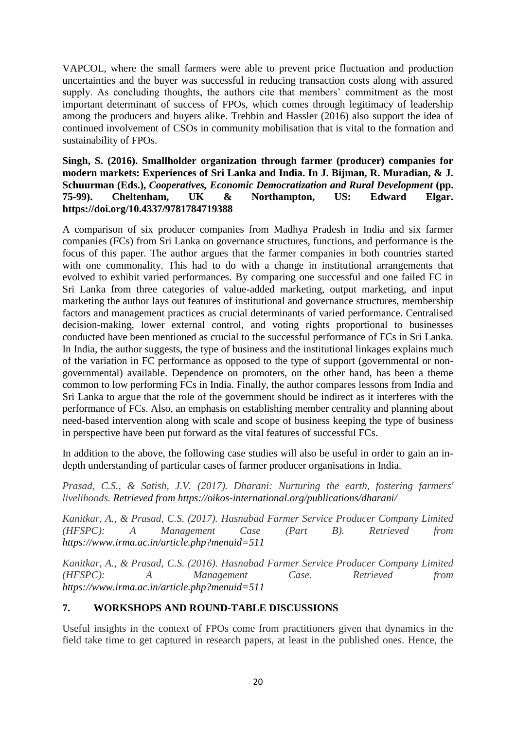VAPCOL, where the small farmers were able to prevent price fluctuation and production uncertainties and the buyer was successful in reducing transaction costs along with assured supply. As concluding thoughts, the authors cite that members' commitment as the most important determinant of success of FPOs, which comes through legitimacy of leadership among the producers and buyers alike. Trebbin and Hassler (2016) also support the idea of continued involvement of CSOs in community mobilisation that is vital to the formation and sustainability of FPOs.

**Singh, S. (2016). Smallholder organization through farmer (producer) companies for modern markets: Experiences of Sri Lanka and India. In J. Bijman, R. Muradian, & J. Schuurman (Eds.), *Cooperatives, Economic Democratization and Rural Development* (pp. 75-99). Cheltenham, UK & Northampton, US: Edward Elgar. https://doi.org/10.4337/9781784719388**

A comparison of six producer companies from Madhya Pradesh in India and six farmer companies (FCs) from Sri Lanka on governance structures, functions, and performance is the focus of this paper. The author argues that the farmer companies in both countries started with one commonality. This had to do with a change in institutional arrangements that evolved to exhibit varied performances. By comparing one successful and one failed FC in Sri Lanka from three categories of value-added marketing, output marketing, and input marketing the author lays out features of institutional and governance structures, membership factors and management practices as crucial determinants of varied performance. Centralised decision-making, lower external control, and voting rights proportional to businesses conducted have been mentioned as crucial to the successful performance of FCs in Sri Lanka. In India, the author suggests, the type of business and the institutional linkages explains much of the variation in FC performance as opposed to the type of support (governmental or non-governmental) available. Dependence on promoters, on the other hand, has been a theme common to low performing FCs in India. Finally, the author compares lessons from India and Sri Lanka to argue that the role of the government should be indirect as it interferes with the performance of FCs. Also, an emphasis on establishing member centrality and planning about need-based intervention along with scale and scope of business keeping the type of business in perspective have been put forward as the vital features of successful FCs.

In addition to the above, the following case studies will also be useful in order to gain an in-depth understanding of particular cases of farmer producer organisations in India.

*Prasad, C.S., & Satish, J.V. (2017). Dharani: Nurturing the earth, fostering farmers' livelihoods. Retrieved from https://oikos-international.org/publications/dharani/*

*Kanitkar, A., & Prasad, C.S. (2017). Hasnabad Farmer Service Producer Company Limited (HFSPC): A Management Case (Part B). Retrieved from https://www.irma.ac.in/article.php?menuid=511*

*Kanitkar, A., & Prasad, C.S. (2016). Hasnabad Farmer Service Producer Company Limited (HFSPC): A Management Case. Retrieved from https://www.irma.ac.in/article.php?menuid=511*

## 7. WORKSHOPS AND ROUND-TABLE DISCUSSIONS

Useful insights in the context of FPOs come from practitioners given that dynamics in the field take time to get captured in research papers, at least in the published ones. Hence, the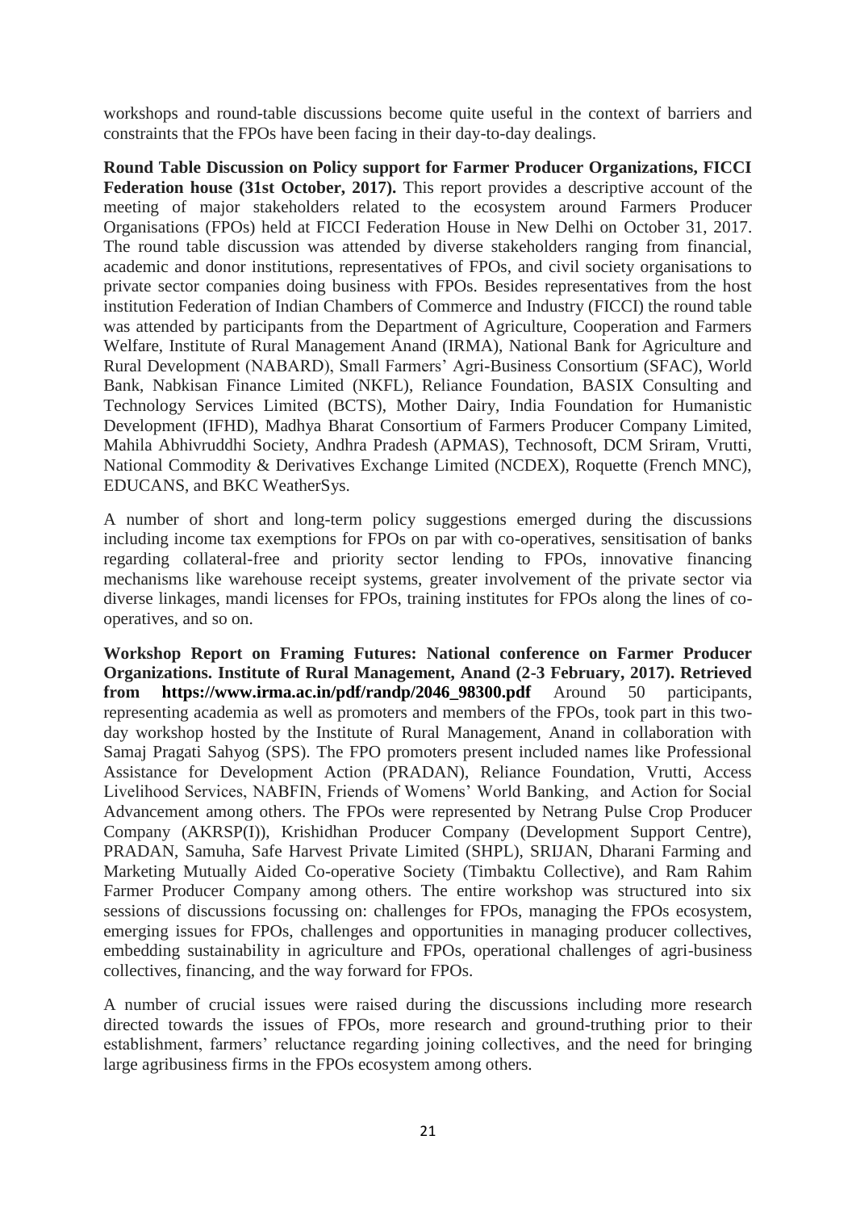workshops and round-table discussions become quite useful in the context of barriers and constraints that the FPOs have been facing in their day-to-day dealings.

**Round Table Discussion on Policy support for Farmer Producer Organizations, FICCI Federation house (31st October, 2017).** This report provides a descriptive account of the meeting of major stakeholders related to the ecosystem around Farmers Producer Organisations (FPOs) held at FICCI Federation House in New Delhi on October 31, 2017. The round table discussion was attended by diverse stakeholders ranging from financial, academic and donor institutions, representatives of FPOs, and civil society organisations to private sector companies doing business with FPOs. Besides representatives from the host institution Federation of Indian Chambers of Commerce and Industry (FICCI) the round table was attended by participants from the Department of Agriculture, Cooperation and Farmers Welfare, Institute of Rural Management Anand (IRMA), National Bank for Agriculture and Rural Development (NABARD), Small Farmers' Agri-Business Consortium (SFAC), World Bank, Nabkisan Finance Limited (NKFL), Reliance Foundation, BASIX Consulting and Technology Services Limited (BCTS), Mother Dairy, India Foundation for Humanistic Development (IFHD), Madhya Bharat Consortium of Farmers Producer Company Limited, Mahila Abhivruddhi Society, Andhra Pradesh (APMAS), Technosoft, DCM Sriram, Vrutti, National Commodity & Derivatives Exchange Limited (NCDEX), Roquette (French MNC), EDUCANS, and BKC WeatherSys.

A number of short and long-term policy suggestions emerged during the discussions including income tax exemptions for FPOs on par with co-operatives, sensitisation of banks regarding collateral-free and priority sector lending to FPOs, innovative financing mechanisms like warehouse receipt systems, greater involvement of the private sector via diverse linkages, mandi licenses for FPOs, training institutes for FPOs along the lines of co-operatives, and so on.

**Workshop Report on Framing Futures: National conference on Farmer Producer Organizations. Institute of Rural Management, Anand (2-3 February, 2017). Retrieved from https://www.irma.ac.in/pdf/randp/2046_98300.pdf** Around 50 participants, representing academia as well as promoters and members of the FPOs, took part in this two-day workshop hosted by the Institute of Rural Management, Anand in collaboration with Samaj Pragati Sahyog (SPS). The FPO promoters present included names like Professional Assistance for Development Action (PRADAN), Reliance Foundation, Vrutti, Access Livelihood Services, NABFIN, Friends of Womens' World Banking, and Action for Social Advancement among others. The FPOs were represented by Netrang Pulse Crop Producer Company (AKRSP(I)), Krishidhan Producer Company (Development Support Centre), PRADAN, Samuha, Safe Harvest Private Limited (SHPL), SRIJAN, Dharani Farming and Marketing Mutually Aided Co-operative Society (Timbaktu Collective), and Ram Rahim Farmer Producer Company among others. The entire workshop was structured into six sessions of discussions focussing on: challenges for FPOs, managing the FPOs ecosystem, emerging issues for FPOs, challenges and opportunities in managing producer collectives, embedding sustainability in agriculture and FPOs, operational challenges of agri-business collectives, financing, and the way forward for FPOs.

A number of crucial issues were raised during the discussions including more research directed towards the issues of FPOs, more research and ground-truthing prior to their establishment, farmers' reluctance regarding joining collectives, and the need for bringing large agribusiness firms in the FPOs ecosystem among others.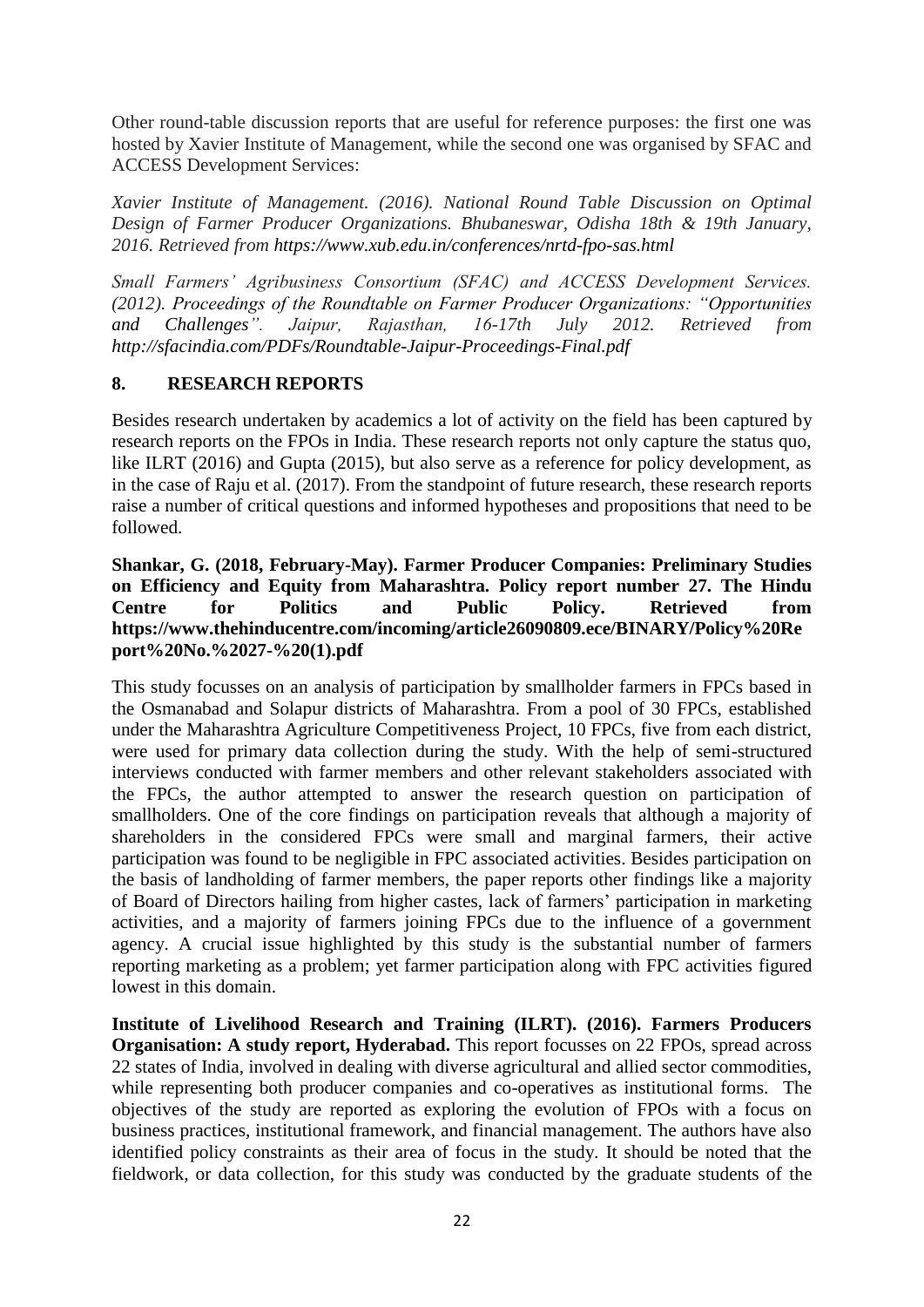Other round-table discussion reports that are useful for reference purposes: the first one was hosted by Xavier Institute of Management, while the second one was organised by SFAC and ACCESS Development Services:

*Xavier Institute of Management. (2016). National Round Table Discussion on Optimal Design of Farmer Producer Organizations. Bhubaneswar, Odisha 18th & 19th January, 2016. Retrieved from https://www.xub.edu.in/conferences/nrtd-fpo-sas.html*

*Small Farmers' Agribusiness Consortium (SFAC) and ACCESS Development Services. (2012). Proceedings of the Roundtable on Farmer Producer Organizations: "Opportunities and Challenges". Jaipur, Rajasthan, 16-17th July 2012. Retrieved from http://sfacindia.com/PDFs/Roundtable-Jaipur-Proceedings-Final.pdf*

## 8. RESEARCH REPORTS

Besides research undertaken by academics a lot of activity on the field has been captured by research reports on the FPOs in India. These research reports not only capture the status quo, like ILRT (2016) and Gupta (2015), but also serve as a reference for policy development, as in the case of Raju et al. (2017). From the standpoint of future research, these research reports raise a number of critical questions and informed hypotheses and propositions that need to be followed.

**Shankar, G. (2018, February-May). Farmer Producer Companies: Preliminary Studies on Efficiency and Equity from Maharashtra. Policy report number 27. The Hindu Centre for Politics and Public Policy. Retrieved from https://www.thehinducentre.com/incoming/article26090809.ece/BINARY/Policy%20Report%20No.%2027-%20(1).pdf**

This study focusses on an analysis of participation by smallholder farmers in FPCs based in the Osmanabad and Solapur districts of Maharashtra. From a pool of 30 FPCs, established under the Maharashtra Agriculture Competitiveness Project, 10 FPCs, five from each district, were used for primary data collection during the study. With the help of semi-structured interviews conducted with farmer members and other relevant stakeholders associated with the FPCs, the author attempted to answer the research question on participation of smallholders. One of the core findings on participation reveals that although a majority of shareholders in the considered FPCs were small and marginal farmers, their active participation was found to be negligible in FPC associated activities. Besides participation on the basis of landholding of farmer members, the paper reports other findings like a majority of Board of Directors hailing from higher castes, lack of farmers' participation in marketing activities, and a majority of farmers joining FPCs due to the influence of a government agency. A crucial issue highlighted by this study is the substantial number of farmers reporting marketing as a problem; yet farmer participation along with FPC activities figured lowest in this domain.

**Institute of Livelihood Research and Training (ILRT). (2016). Farmers Producers Organisation: A study report, Hyderabad.** This report focusses on 22 FPOs, spread across 22 states of India, involved in dealing with diverse agricultural and allied sector commodities, while representing both producer companies and co-operatives as institutional forms. The objectives of the study are reported as exploring the evolution of FPOs with a focus on business practices, institutional framework, and financial management. The authors have also identified policy constraints as their area of focus in the study. It should be noted that the fieldwork, or data collection, for this study was conducted by the graduate students of the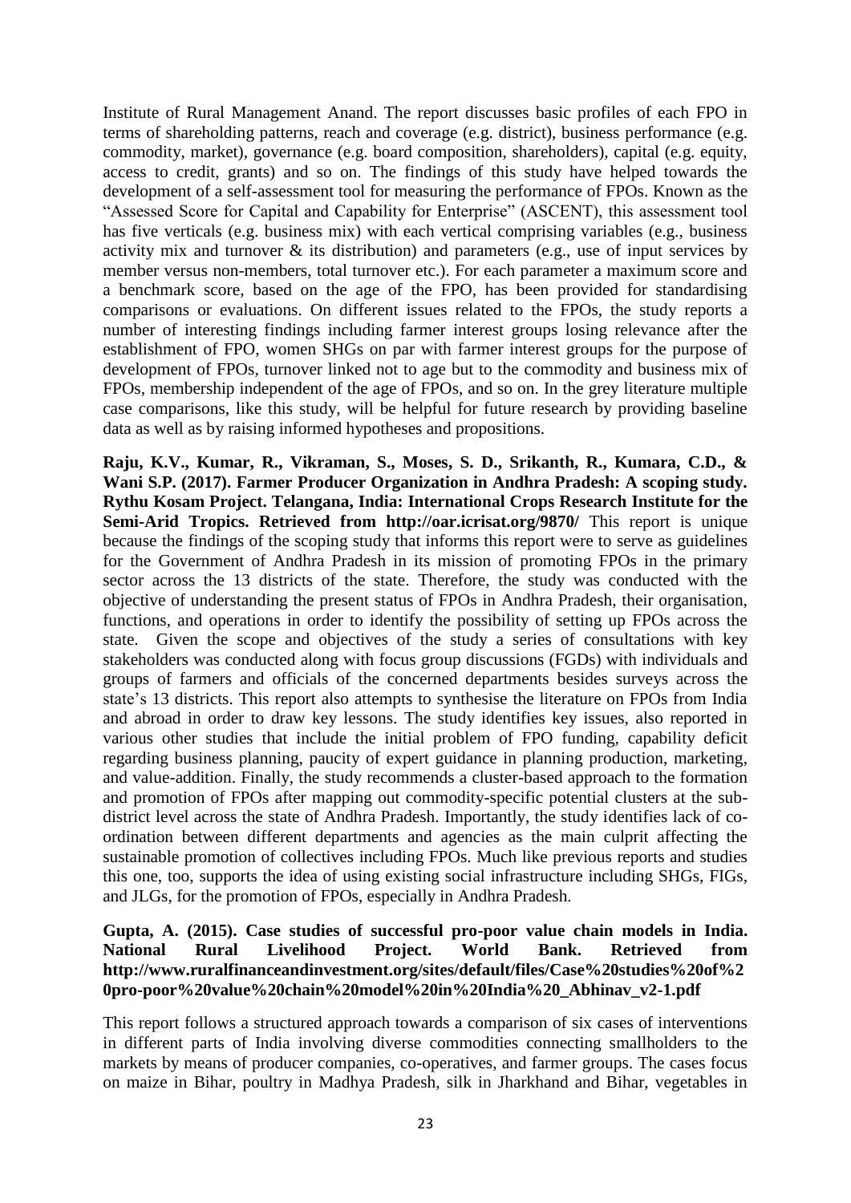Institute of Rural Management Anand. The report discusses basic profiles of each FPO in terms of shareholding patterns, reach and coverage (e.g. district), business performance (e.g. commodity, market), governance (e.g. board composition, shareholders), capital (e.g. equity, access to credit, grants) and so on. The findings of this study have helped towards the development of a self-assessment tool for measuring the performance of FPOs. Known as the "Assessed Score for Capital and Capability for Enterprise" (ASCENT), this assessment tool has five verticals (e.g. business mix) with each vertical comprising variables (e.g., business activity mix and turnover & its distribution) and parameters (e.g., use of input services by member versus non-members, total turnover etc.). For each parameter a maximum score and a benchmark score, based on the age of the FPO, has been provided for standardising comparisons or evaluations. On different issues related to the FPOs, the study reports a number of interesting findings including farmer interest groups losing relevance after the establishment of FPO, women SHGs on par with farmer interest groups for the purpose of development of FPOs, turnover linked not to age but to the commodity and business mix of FPOs, membership independent of the age of FPOs, and so on. In the grey literature multiple case comparisons, like this study, will be helpful for future research by providing baseline data as well as by raising informed hypotheses and propositions.

**Raju, K.V., Kumar, R., Vikraman, S., Moses, S. D., Srikanth, R., Kumara, C.D., & Wani S.P. (2017). Farmer Producer Organization in Andhra Pradesh: A scoping study. Rythu Kosam Project. Telangana, India: International Crops Research Institute for the Semi-Arid Tropics. Retrieved from http://oar.icrisat.org/9870/** This report is unique because the findings of the scoping study that informs this report were to serve as guidelines for the Government of Andhra Pradesh in its mission of promoting FPOs in the primary sector across the 13 districts of the state. Therefore, the study was conducted with the objective of understanding the present status of FPOs in Andhra Pradesh, their organisation, functions, and operations in order to identify the possibility of setting up FPOs across the state. Given the scope and objectives of the study a series of consultations with key stakeholders was conducted along with focus group discussions (FGDs) with individuals and groups of farmers and officials of the concerned departments besides surveys across the state's 13 districts. This report also attempts to synthesise the literature on FPOs from India and abroad in order to draw key lessons. The study identifies key issues, also reported in various other studies that include the initial problem of FPO funding, capability deficit regarding business planning, paucity of expert guidance in planning production, marketing, and value-addition. Finally, the study recommends a cluster-based approach to the formation and promotion of FPOs after mapping out commodity-specific potential clusters at the sub-district level across the state of Andhra Pradesh. Importantly, the study identifies lack of co-ordination between different departments and agencies as the main culprit affecting the sustainable promotion of collectives including FPOs. Much like previous reports and studies this one, too, supports the idea of using existing social infrastructure including SHGs, FIGs, and JLGs, for the promotion of FPOs, especially in Andhra Pradesh.

**Gupta, A. (2015). Case studies of successful pro-poor value chain models in India. National Rural Livelihood Project. World Bank. Retrieved from http://www.ruralfinanceandinvestment.org/sites/default/files/Case%20studies%20of%20pro-poor%20value%20chain%20model%20in%20India%20_Abhinav_v2-1.pdf**

This report follows a structured approach towards a comparison of six cases of interventions in different parts of India involving diverse commodities connecting smallholders to the markets by means of producer companies, co-operatives, and farmer groups. The cases focus on maize in Bihar, poultry in Madhya Pradesh, silk in Jharkhand and Bihar, vegetables in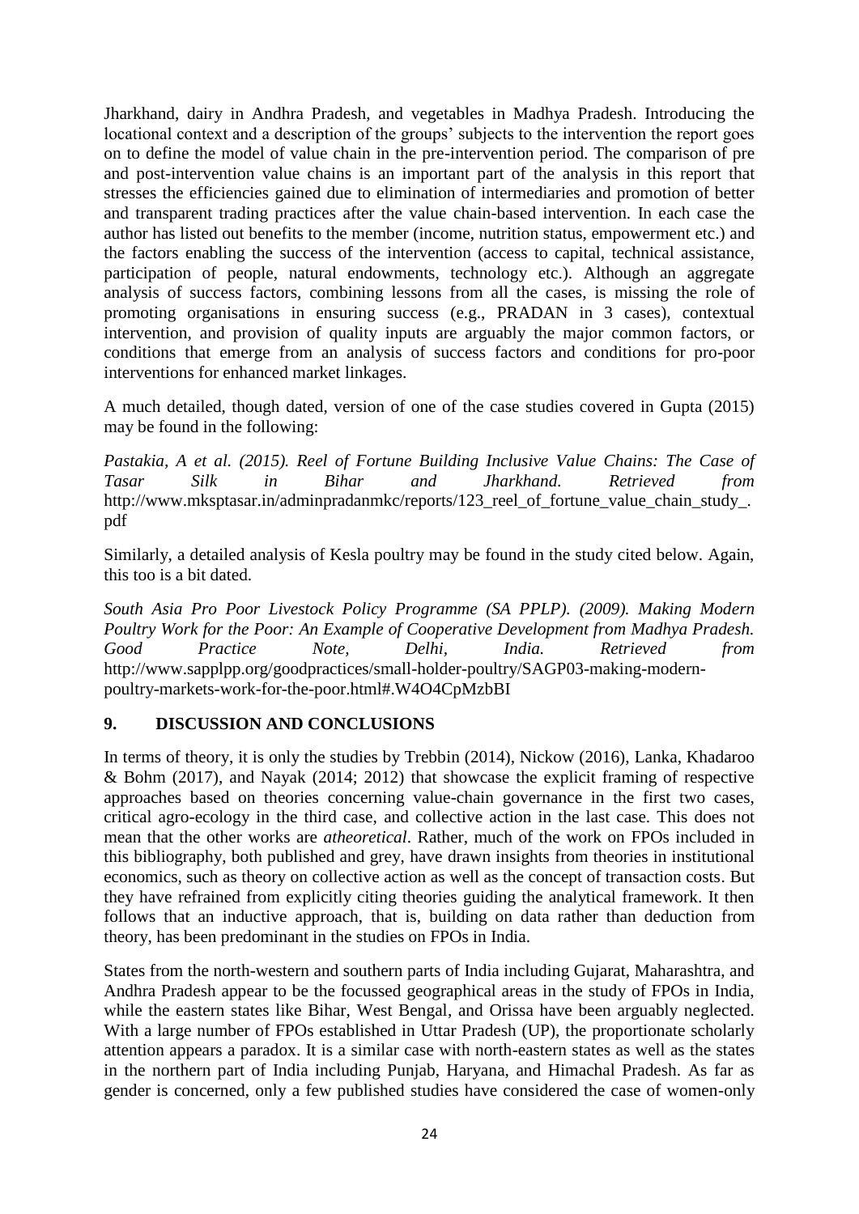Jharkhand, dairy in Andhra Pradesh, and vegetables in Madhya Pradesh. Introducing the locational context and a description of the groups' subjects to the intervention the report goes on to define the model of value chain in the pre-intervention period. The comparison of pre and post-intervention value chains is an important part of the analysis in this report that stresses the efficiencies gained due to elimination of intermediaries and promotion of better and transparent trading practices after the value chain-based intervention. In each case the author has listed out benefits to the member (income, nutrition status, empowerment etc.) and the factors enabling the success of the intervention (access to capital, technical assistance, participation of people, natural endowments, technology etc.). Although an aggregate analysis of success factors, combining lessons from all the cases, is missing the role of promoting organisations in ensuring success (e.g., PRADAN in 3 cases), contextual intervention, and provision of quality inputs are arguably the major common factors, or conditions that emerge from an analysis of success factors and conditions for pro-poor interventions for enhanced market linkages.

A much detailed, though dated, version of one of the case studies covered in Gupta (2015) may be found in the following:

*Pastakia, A et al. (2015). Reel of Fortune Building Inclusive Value Chains: The Case of Tasar Silk in Bihar and Jharkhand. Retrieved from* http://www.mksptasar.in/adminpradanmkc/reports/123_reel_of_fortune_value_chain_study_.pdf

Similarly, a detailed analysis of Kesla poultry may be found in the study cited below. Again, this too is a bit dated.

*South Asia Pro Poor Livestock Policy Programme (SA PPLP). (2009). Making Modern Poultry Work for the Poor: An Example of Cooperative Development from Madhya Pradesh. Good Practice Note, Delhi, India. Retrieved from* http://www.sapplpp.org/goodpractices/small-holder-poultry/SAGP03-making-modern-poultry-markets-work-for-the-poor.html#.W4O4CpMzbBI

## 9. DISCUSSION AND CONCLUSIONS

In terms of theory, it is only the studies by Trebbin (2014), Nickow (2016), Lanka, Khadaroo & Bohm (2017), and Nayak (2014; 2012) that showcase the explicit framing of respective approaches based on theories concerning value-chain governance in the first two cases, critical agro-ecology in the third case, and collective action in the last case. This does not mean that the other works are *atheoretical*. Rather, much of the work on FPOs included in this bibliography, both published and grey, have drawn insights from theories in institutional economics, such as theory on collective action as well as the concept of transaction costs. But they have refrained from explicitly citing theories guiding the analytical framework. It then follows that an inductive approach, that is, building on data rather than deduction from theory, has been predominant in the studies on FPOs in India.

States from the north-western and southern parts of India including Gujarat, Maharashtra, and Andhra Pradesh appear to be the focussed geographical areas in the study of FPOs in India, while the eastern states like Bihar, West Bengal, and Orissa have been arguably neglected. With a large number of FPOs established in Uttar Pradesh (UP), the proportionate scholarly attention appears a paradox. It is a similar case with north-eastern states as well as the states in the northern part of India including Punjab, Haryana, and Himachal Pradesh. As far as gender is concerned, only a few published studies have considered the case of women-only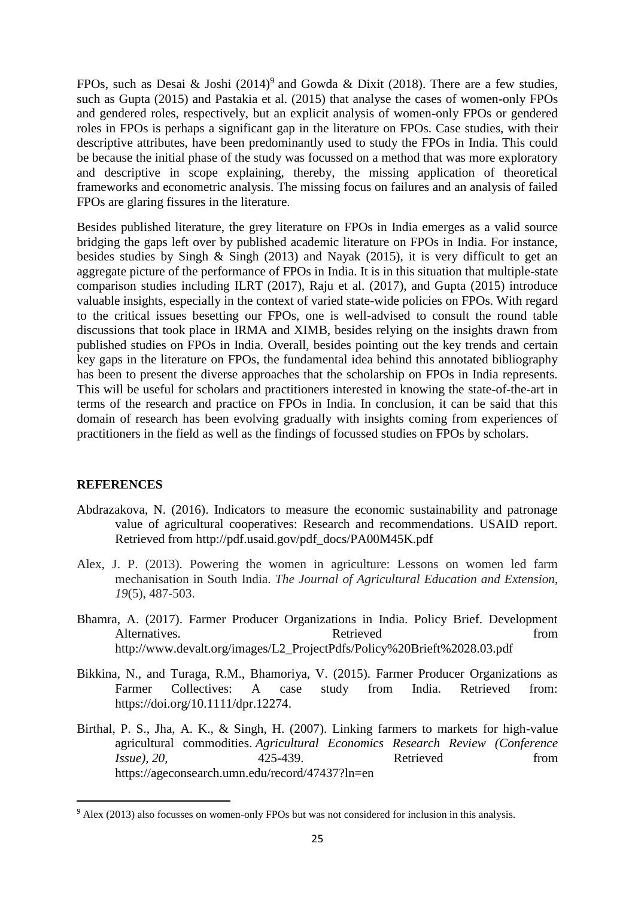FPOs, such as Desai & Joshi (2014)[9] and Gowda & Dixit (2018). There are a few studies, such as Gupta (2015) and Pastakia et al. (2015) that analyse the cases of women-only FPOs and gendered roles, respectively, but an explicit analysis of women-only FPOs or gendered roles in FPOs is perhaps a significant gap in the literature on FPOs. Case studies, with their descriptive attributes, have been predominantly used to study the FPOs in India. This could be because the initial phase of the study was focussed on a method that was more exploratory and descriptive in scope explaining, thereby, the missing application of theoretical frameworks and econometric analysis. The missing focus on failures and an analysis of failed FPOs are glaring fissures in the literature.

Besides published literature, the grey literature on FPOs in India emerges as a valid source bridging the gaps left over by published academic literature on FPOs in India. For instance, besides studies by Singh & Singh (2013) and Nayak (2015), it is very difficult to get an aggregate picture of the performance of FPOs in India. It is in this situation that multiple-state comparison studies including ILRT (2017), Raju et al. (2017), and Gupta (2015) introduce valuable insights, especially in the context of varied state-wide policies on FPOs. With regard to the critical issues besetting our FPOs, one is well-advised to consult the round table discussions that took place in IRMA and XIMB, besides relying on the insights drawn from published studies on FPOs in India. Overall, besides pointing out the key trends and certain key gaps in the literature on FPOs, the fundamental idea behind this annotated bibliography has been to present the diverse approaches that the scholarship on FPOs in India represents. This will be useful for scholars and practitioners interested in knowing the state-of-the-art in terms of the research and practice on FPOs in India. In conclusion, it can be said that this domain of research has been evolving gradually with insights coming from experiences of practitioners in the field as well as the findings of focussed studies on FPOs by scholars.

## REFERENCES

Abdrazakova, N. (2016). Indicators to measure the economic sustainability and patronage value of agricultural cooperatives: Research and recommendations. USAID report. Retrieved from http://pdf.usaid.gov/pdf_docs/PA00M45K.pdf

Alex, J. P. (2013). Powering the women in agriculture: Lessons on women led farm mechanisation in South India. *The Journal of Agricultural Education and Extension*, *19*(5), 487-503.

Bhamra, A. (2017). Farmer Producer Organizations in India. Policy Brief. Development Alternatives. Retrieved from http://www.devalt.org/images/L2_ProjectPdfs/Policy%20Brieft%2028.03.pdf

Bikkina, N., and Turaga, R.M., Bhamoriya, V. (2015). Farmer Producer Organizations as Farmer Collectives: A case study from India. Retrieved from: https://doi.org/10.1111/dpr.12274.

Birthal, P. S., Jha, A. K., & Singh, H. (2007). Linking farmers to markets for high-value agricultural commodities. *Agricultural Economics Research Review (Conference Issue)*, *20*, 425-439. Retrieved from https://ageconsearch.umn.edu/record/47437?ln=en

[9] Alex (2013) also focusses on women-only FPOs but was not considered for inclusion in this analysis.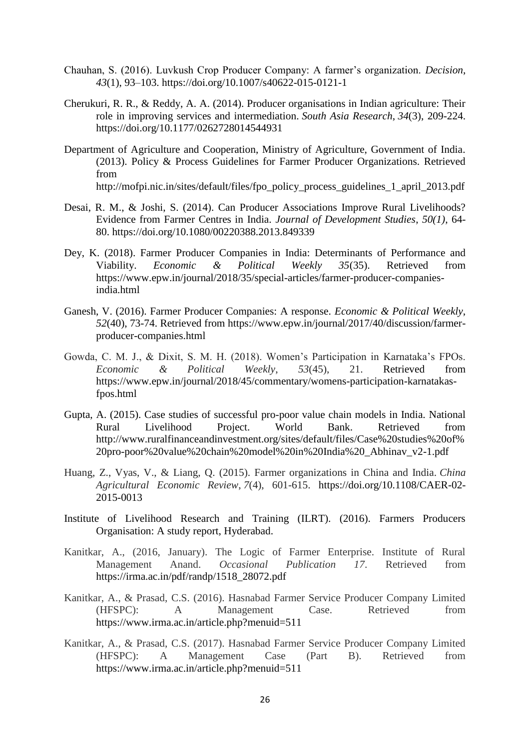Chauhan, S. (2016). Luvkush Crop Producer Company: A farmer's organization. *Decision*, *43*(1), 93–103. https://doi.org/10.1007/s40622-015-0121-1

Cherukuri, R. R., & Reddy, A. A. (2014). Producer organisations in Indian agriculture: Their role in improving services and intermediation. *South Asia Research*, *34*(3), 209-224. https://doi.org/10.1177/0262728014544931

Department of Agriculture and Cooperation, Ministry of Agriculture, Government of India. (2013). Policy & Process Guidelines for Farmer Producer Organizations. Retrieved from http://mofpi.nic.in/sites/default/files/fpo_policy_process_guidelines_1_april_2013.pdf

Desai, R. M., & Joshi, S. (2014). Can Producer Associations Improve Rural Livelihoods? Evidence from Farmer Centres in India. *Journal of Development Studies*, *50(1)*, 64-80. https://doi.org/10.1080/00220388.2013.849339

Dey, K. (2018). Farmer Producer Companies in India: Determinants of Performance and Viability. *Economic & Political Weekly 35*(35). Retrieved from https://www.epw.in/journal/2018/35/special-articles/farmer-producer-companies-india.html

Ganesh, V. (2016). Farmer Producer Companies: A response. *Economic & Political Weekly*, *52*(40), 73-74. Retrieved from https://www.epw.in/journal/2017/40/discussion/farmer-producer-companies.html

Gowda, C. M. J., & Dixit, S. M. H. (2018). Women's Participation in Karnataka's FPOs. *Economic & Political Weekly*, *53*(45), 21. Retrieved from https://www.epw.in/journal/2018/45/commentary/womens-participation-karnatakas-fpos.html

Gupta, A. (2015). Case studies of successful pro-poor value chain models in India. National Rural Livelihood Project. World Bank. Retrieved from http://www.ruralfinanceandinvestment.org/sites/default/files/Case%20studies%20of%20pro-poor%20value%20chain%20model%20in%20India%20_Abhinav_v2-1.pdf

Huang, Z., Vyas, V., & Liang, Q. (2015). Farmer organizations in China and India. *China Agricultural Economic Review*, *7*(4), 601-615. https://doi.org/10.1108/CAER-02-2015-0013

Institute of Livelihood Research and Training (ILRT). (2016). Farmers Producers Organisation: A study report, Hyderabad.

Kanitkar, A., (2016, January). The Logic of Farmer Enterprise. Institute of Rural Management Anand. *Occasional Publication 17*. Retrieved from https://irma.ac.in/pdf/randp/1518_28072.pdf

Kanitkar, A., & Prasad, C.S. (2016). Hasnabad Farmer Service Producer Company Limited (HFSPC): A Management Case. Retrieved from https://www.irma.ac.in/article.php?menuid=511

Kanitkar, A., & Prasad, C.S. (2017). Hasnabad Farmer Service Producer Company Limited (HFSPC): A Management Case (Part B). Retrieved from https://www.irma.ac.in/article.php?menuid=511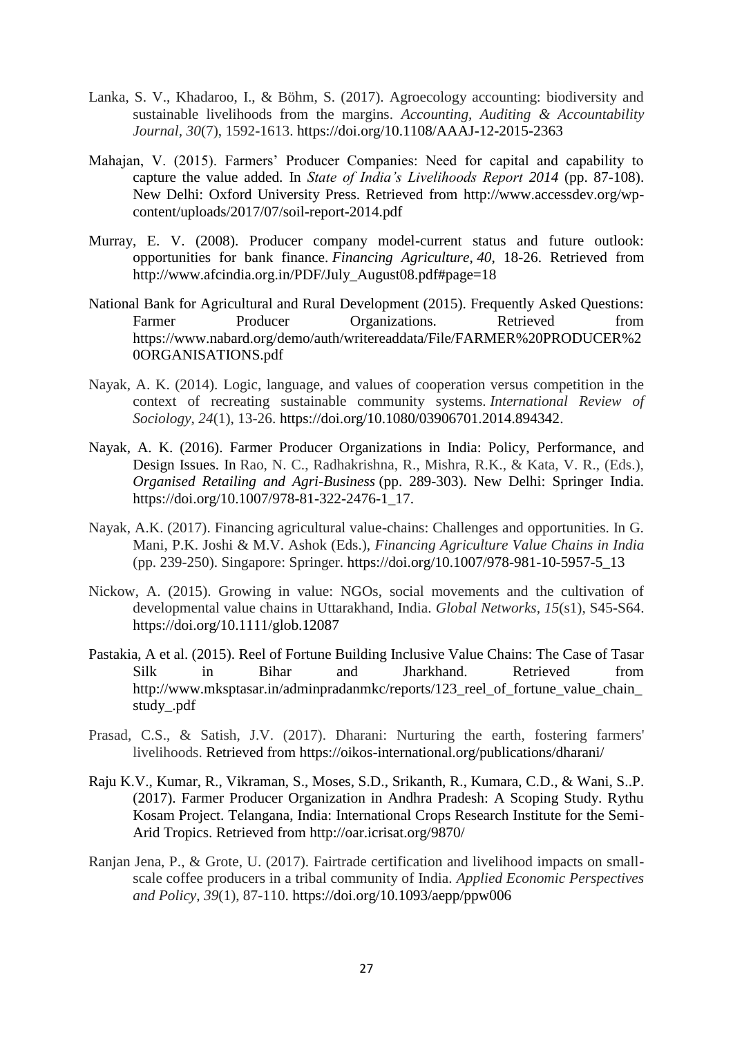Lanka, S. V., Khadaroo, I., & Böhm, S. (2017). Agroecology accounting: biodiversity and sustainable livelihoods from the margins. *Accounting, Auditing & Accountability Journal, 30*(7), 1592-1613. https://doi.org/10.1108/AAAJ-12-2015-2363

Mahajan, V. (2015). Farmers' Producer Companies: Need for capital and capability to capture the value added. In *State of India's Livelihoods Report 2014* (pp. 87-108). New Delhi: Oxford University Press. Retrieved from http://www.accessdev.org/wp-content/uploads/2017/07/soil-report-2014.pdf

Murray, E. V. (2008). Producer company model-current status and future outlook: opportunities for bank finance. *Financing Agriculture*, *40*, 18-26. Retrieved from http://www.afcindia.org.in/PDF/July_August08.pdf#page=18

National Bank for Agricultural and Rural Development (2015). Frequently Asked Questions: Farmer Producer Organizations. Retrieved from https://www.nabard.org/demo/auth/writereaddata/File/FARMER%20PRODUCER%20ORGANISATIONS.pdf

Nayak, A. K. (2014). Logic, language, and values of cooperation versus competition in the context of recreating sustainable community systems. *International Review of Sociology*, *24*(1), 13-26. https://doi.org/10.1080/03906701.2014.894342.

Nayak, A. K. (2016). Farmer Producer Organizations in India: Policy, Performance, and Design Issues. In Rao, N. C., Radhakrishna, R., Mishra, R.K., & Kata, V. R., (Eds.), *Organised Retailing and Agri-Business* (pp. 289-303). New Delhi: Springer India. https://doi.org/10.1007/978-81-322-2476-1_17.

Nayak, A.K. (2017). Financing agricultural value-chains: Challenges and opportunities. In G. Mani, P.K. Joshi & M.V. Ashok (Eds.), *Financing Agriculture Value Chains in India* (pp. 239-250). Singapore: Springer. https://doi.org/10.1007/978-981-10-5957-5_13

Nickow, A. (2015). Growing in value: NGOs, social movements and the cultivation of developmental value chains in Uttarakhand, India. *Global Networks, 15*(s1), S45-S64. https://doi.org/10.1111/glob.12087

Pastakia, A et al. (2015). Reel of Fortune Building Inclusive Value Chains: The Case of Tasar Silk in Bihar and Jharkhand. Retrieved from http://www.mksptasar.in/adminpradanmkc/reports/123_reel_of_fortune_value_chain_study_.pdf

Prasad, C.S., & Satish, J.V. (2017). Dharani: Nurturing the earth, fostering farmers' livelihoods. Retrieved from https://oikos-international.org/publications/dharani/

Raju K.V., Kumar, R., Vikraman, S., Moses, S.D., Srikanth, R., Kumara, C.D., & Wani, S..P. (2017). Farmer Producer Organization in Andhra Pradesh: A Scoping Study. Rythu Kosam Project. Telangana, India: International Crops Research Institute for the Semi-Arid Tropics. Retrieved from http://oar.icrisat.org/9870/

Ranjan Jena, P., & Grote, U. (2017). Fairtrade certification and livelihood impacts on small-scale coffee producers in a tribal community of India. *Applied Economic Perspectives and Policy*, *39*(1), 87-110. https://doi.org/10.1093/aepp/ppw006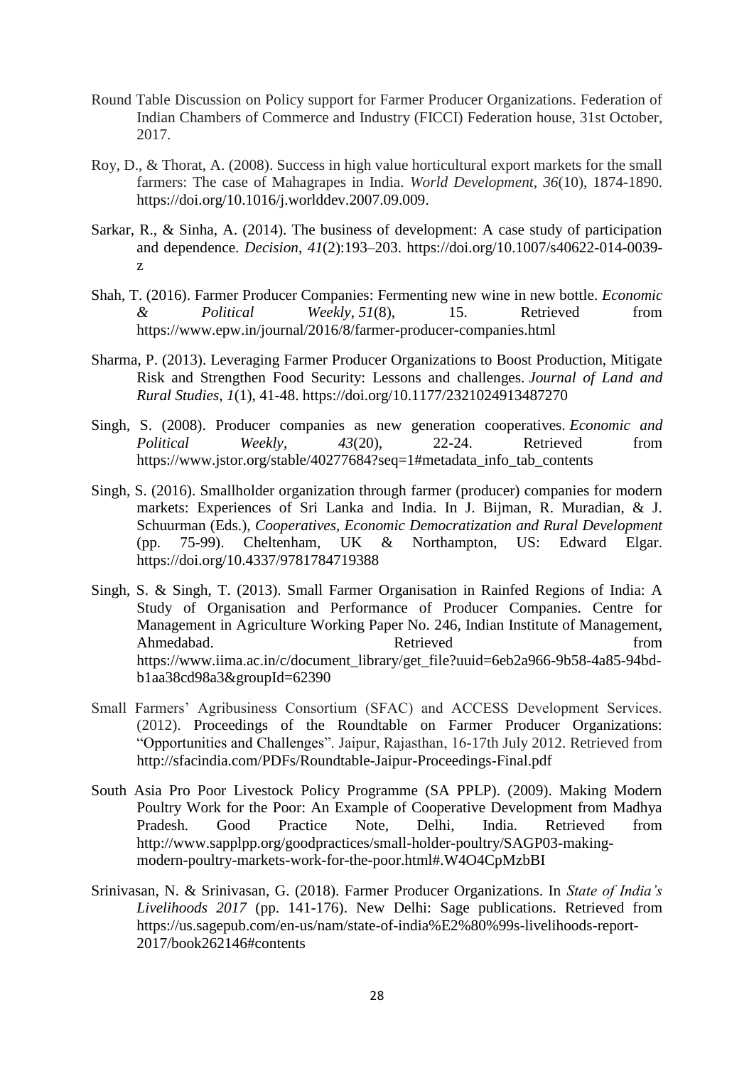Round Table Discussion on Policy support for Farmer Producer Organizations. Federation of Indian Chambers of Commerce and Industry (FICCI) Federation house, 31st October, 2017.

Roy, D., & Thorat, A. (2008). Success in high value horticultural export markets for the small farmers: The case of Mahagrapes in India. *World Development*, *36*(10), 1874-1890. https://doi.org/10.1016/j.worlddev.2007.09.009.

Sarkar, R., & Sinha, A. (2014). The business of development: A case study of participation and dependence. *Decision*, *41*(2):193–203. https://doi.org/10.1007/s40622-014-0039-z

Shah, T. (2016). Farmer Producer Companies: Fermenting new wine in new bottle. *Economic & Political Weekly*, *51*(8), 15. Retrieved from https://www.epw.in/journal/2016/8/farmer-producer-companies.html

Sharma, P. (2013). Leveraging Farmer Producer Organizations to Boost Production, Mitigate Risk and Strengthen Food Security: Lessons and challenges. *Journal of Land and Rural Studies*, *1*(1), 41-48. https://doi.org/10.1177/2321024913487270

Singh, S. (2008). Producer companies as new generation cooperatives. *Economic and Political Weekly*, *43*(20), 22-24. Retrieved from https://www.jstor.org/stable/40277684?seq=1#metadata_info_tab_contents

Singh, S. (2016). Smallholder organization through farmer (producer) companies for modern markets: Experiences of Sri Lanka and India. In J. Bijman, R. Muradian, & J. Schuurman (Eds.), *Cooperatives, Economic Democratization and Rural Development* (pp. 75-99). Cheltenham, UK & Northampton, US: Edward Elgar. https://doi.org/10.4337/9781784719388

Singh, S. & Singh, T. (2013). Small Farmer Organisation in Rainfed Regions of India: A Study of Organisation and Performance of Producer Companies. Centre for Management in Agriculture Working Paper No. 246, Indian Institute of Management, Ahmedabad. Retrieved from https://www.iima.ac.in/c/document_library/get_file?uuid=6eb2a966-9b58-4a85-94bd-b1aa38cd98a3&groupId=62390

Small Farmers' Agribusiness Consortium (SFAC) and ACCESS Development Services. (2012). Proceedings of the Roundtable on Farmer Producer Organizations: "Opportunities and Challenges". Jaipur, Rajasthan, 16-17th July 2012. Retrieved from http://sfacindia.com/PDFs/Roundtable-Jaipur-Proceedings-Final.pdf

South Asia Pro Poor Livestock Policy Programme (SA PPLP). (2009). Making Modern Poultry Work for the Poor: An Example of Cooperative Development from Madhya Pradesh. Good Practice Note, Delhi, India. Retrieved from http://www.sapplpp.org/goodpractices/small-holder-poultry/SAGP03-making-modern-poultry-markets-work-for-the-poor.html#.W4O4CpMzbBI

Srinivasan, N. & Srinivasan, G. (2018). Farmer Producer Organizations. In *State of India's Livelihoods 2017* (pp. 141-176). New Delhi: Sage publications. Retrieved from https://us.sagepub.com/en-us/nam/state-of-india%E2%80%99s-livelihoods-report-2017/book262146#contents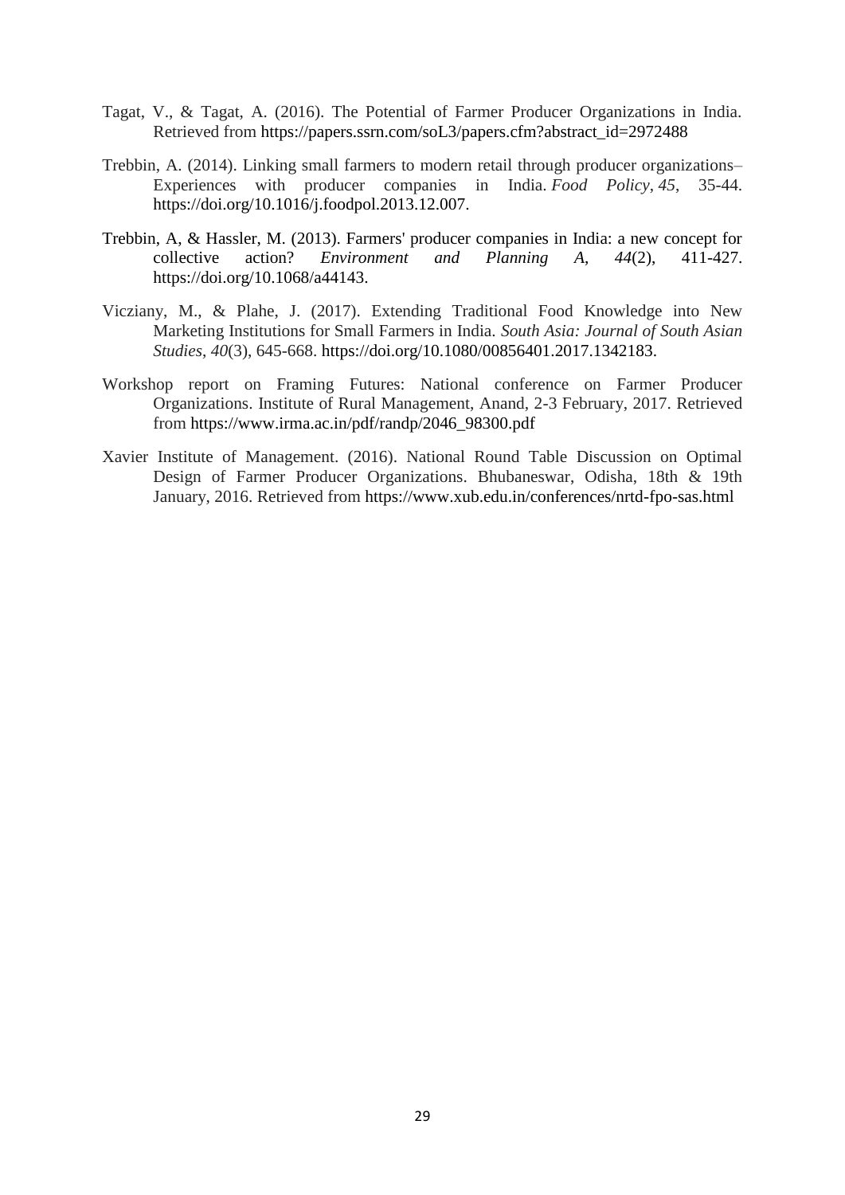Tagat, V., & Tagat, A. (2016). The Potential of Farmer Producer Organizations in India. Retrieved from https://papers.ssrn.com/soL3/papers.cfm?abstract_id=2972488

Trebbin, A. (2014). Linking small farmers to modern retail through producer organizations–Experiences with producer companies in India. *Food Policy*, *45*, 35-44. https://doi.org/10.1016/j.foodpol.2013.12.007.

Trebbin, A, & Hassler, M. (2013). Farmers' producer companies in India: a new concept for collective action? *Environment and Planning A*, *44*(2), 411-427. https://doi.org/10.1068/a44143.

Vicziany, M., & Plahe, J. (2017). Extending Traditional Food Knowledge into New Marketing Institutions for Small Farmers in India. *South Asia: Journal of South Asian Studies*, *40*(3), 645-668. https://doi.org/10.1080/00856401.2017.1342183.

Workshop report on Framing Futures: National conference on Farmer Producer Organizations. Institute of Rural Management, Anand, 2-3 February, 2017. Retrieved from https://www.irma.ac.in/pdf/randp/2046_98300.pdf

Xavier Institute of Management. (2016). National Round Table Discussion on Optimal Design of Farmer Producer Organizations. Bhubaneswar, Odisha, 18th & 19th January, 2016. Retrieved from https://www.xub.edu.in/conferences/nrtd-fpo-sas.html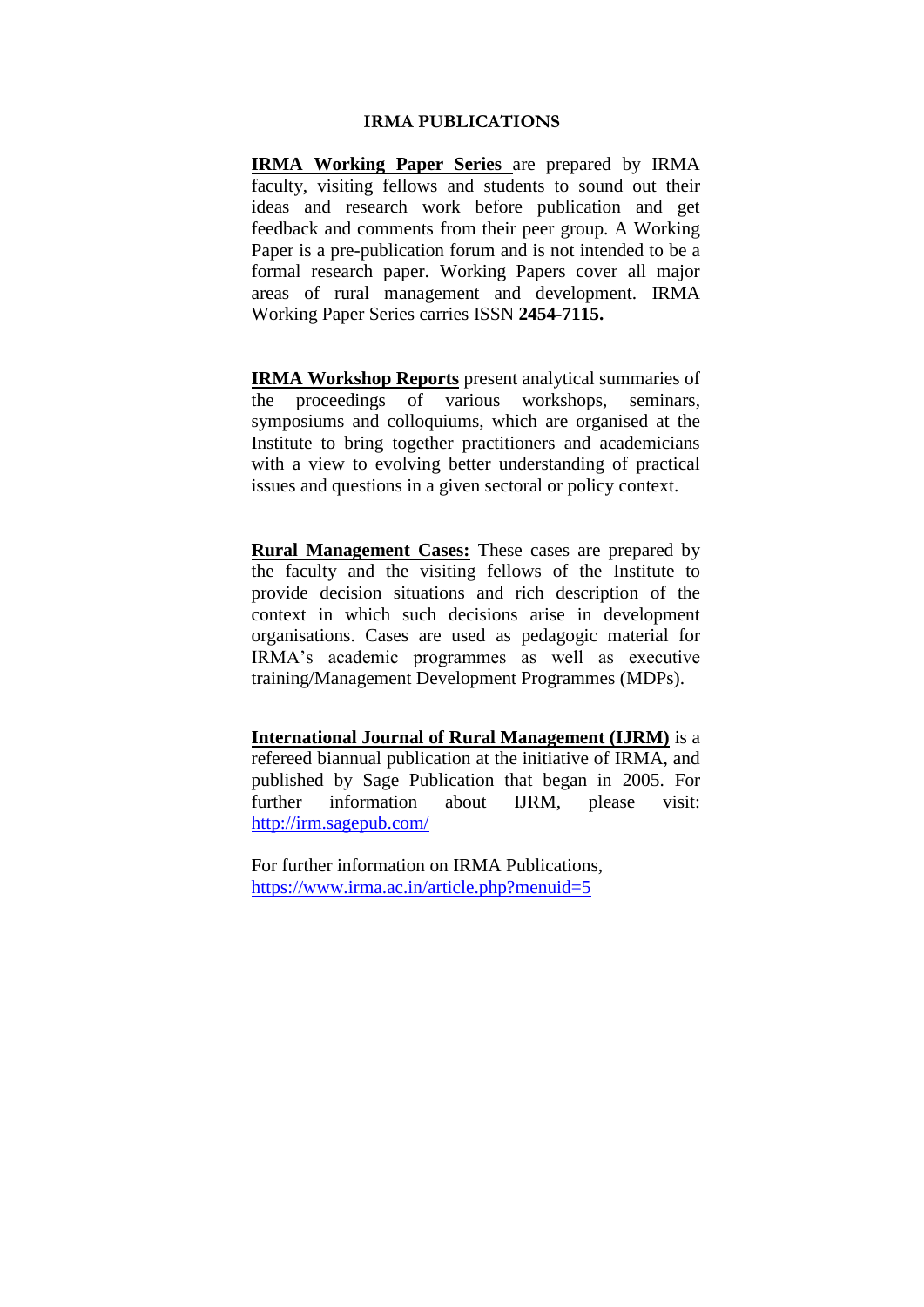# IRMA PUBLICATIONS

**IRMA Working Paper Series** are prepared by IRMA faculty, visiting fellows and students to sound out their ideas and research work before publication and get feedback and comments from their peer group. A Working Paper is a pre-publication forum and is not intended to be a formal research paper. Working Papers cover all major areas of rural management and development. IRMA Working Paper Series carries ISSN **2454-7115.**

**IRMA Workshop Reports** present analytical summaries of the proceedings of various workshops, seminars, symposiums and colloquiums, which are organised at the Institute to bring together practitioners and academicians with a view to evolving better understanding of practical issues and questions in a given sectoral or policy context.

**Rural Management Cases:** These cases are prepared by the faculty and the visiting fellows of the Institute to provide decision situations and rich description of the context in which such decisions arise in development organisations. Cases are used as pedagogic material for IRMA's academic programmes as well as executive training/Management Development Programmes (MDPs).

**International Journal of Rural Management (IJRM)** is a refereed biannual publication at the initiative of IRMA, and published by Sage Publication that began in 2005. For further information about IJRM, please visit: http://irm.sagepub.com/

For further information on IRMA Publications, https://www.irma.ac.in/article.php?menuid=5